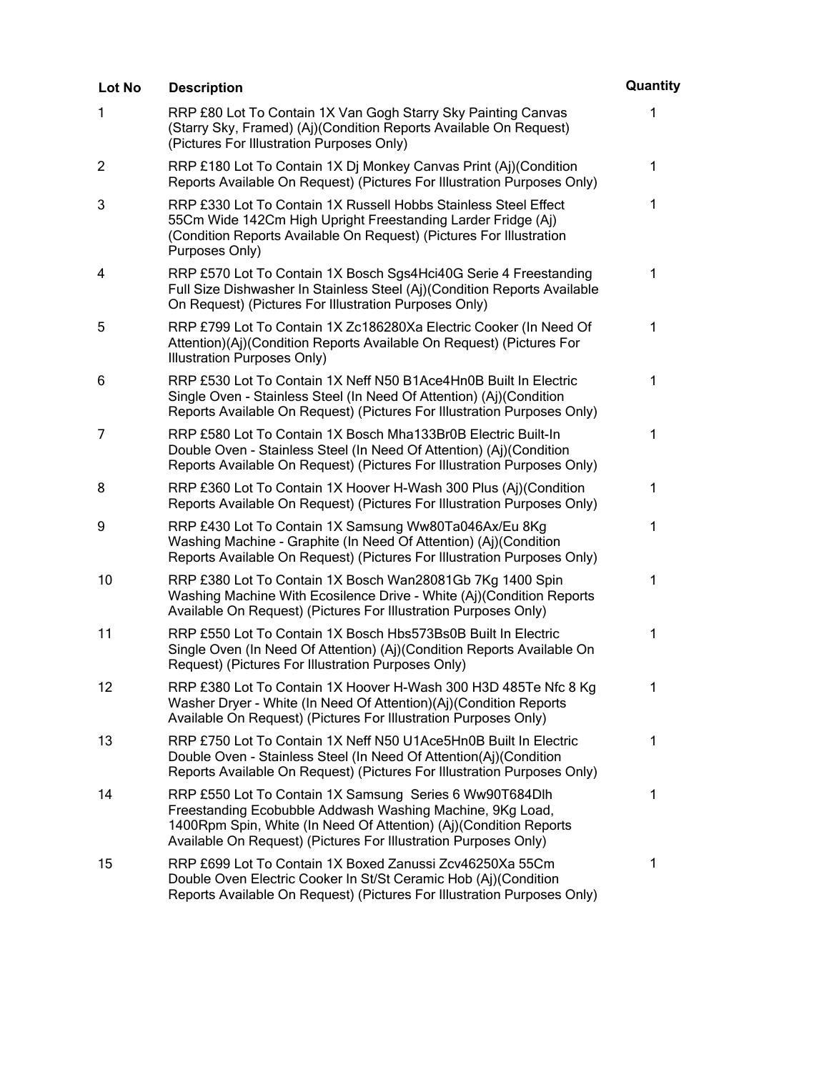| Lot No | Description | Quantity |
| --- | --- | --- |
| 1 | RRP £80 Lot To Contain 1X Van Gogh Starry Sky Painting Canvas (Starry Sky, Framed) (Aj)(Condition Reports Available On Request) (Pictures For Illustration Purposes Only) | 1 |
| 2 | RRP £180 Lot To Contain 1X Dj Monkey Canvas Print (Aj)(Condition Reports Available On Request) (Pictures For Illustration Purposes Only) | 1 |
| 3 | RRP £330 Lot To Contain 1X Russell Hobbs Stainless Steel Effect 55Cm Wide 142Cm High Upright Freestanding Larder Fridge (Aj) (Condition Reports Available On Request) (Pictures For Illustration Purposes Only) | 1 |
| 4 | RRP £570 Lot To Contain 1X Bosch Sgs4Hci40G Serie 4 Freestanding Full Size Dishwasher In Stainless Steel (Aj)(Condition Reports Available On Request) (Pictures For Illustration Purposes Only) | 1 |
| 5 | RRP £799 Lot To Contain 1X Zc186280Xa Electric Cooker (In Need Of Attention)(Aj)(Condition Reports Available On Request) (Pictures For Illustration Purposes Only) | 1 |
| 6 | RRP £530 Lot To Contain 1X Neff N50 B1Ace4Hn0B Built In Electric Single Oven - Stainless Steel (In Need Of Attention) (Aj)(Condition Reports Available On Request) (Pictures For Illustration Purposes Only) | 1 |
| 7 | RRP £580 Lot To Contain 1X Bosch Mha133Br0B Electric Built-In Double Oven - Stainless Steel (In Need Of Attention) (Aj)(Condition Reports Available On Request) (Pictures For Illustration Purposes Only) | 1 |
| 8 | RRP £360 Lot To Contain 1X Hoover H-Wash 300 Plus (Aj)(Condition Reports Available On Request) (Pictures For Illustration Purposes Only) | 1 |
| 9 | RRP £430 Lot To Contain 1X Samsung Ww80Ta046Ax/Eu 8Kg Washing Machine - Graphite (In Need Of Attention) (Aj)(Condition Reports Available On Request) (Pictures For Illustration Purposes Only) | 1 |
| 10 | RRP £380 Lot To Contain 1X Bosch Wan28081Gb 7Kg 1400 Spin Washing Machine With Ecosilence Drive - White (Aj)(Condition Reports Available On Request) (Pictures For Illustration Purposes Only) | 1 |
| 11 | RRP £550 Lot To Contain 1X Bosch Hbs573Bs0B Built In Electric Single Oven (In Need Of Attention) (Aj)(Condition Reports Available On Request) (Pictures For Illustration Purposes Only) | 1 |
| 12 | RRP £380 Lot To Contain 1X Hoover H-Wash 300 H3D 485Te Nfc 8 Kg Washer Dryer - White (In Need Of Attention)(Aj)(Condition Reports Available On Request) (Pictures For Illustration Purposes Only) | 1 |
| 13 | RRP £750 Lot To Contain 1X Neff N50 U1Ace5Hn0B Built In Electric Double Oven - Stainless Steel (In Need Of Attention(Aj)(Condition Reports Available On Request) (Pictures For Illustration Purposes Only) | 1 |
| 14 | RRP £550 Lot To Contain 1X Samsung Series 6 Ww90T684Dlh Freestanding Ecobubble Addwash Washing Machine, 9Kg Load, 1400Rpm Spin, White (In Need Of Attention) (Aj)(Condition Reports Available On Request) (Pictures For Illustration Purposes Only) | 1 |
| 15 | RRP £699 Lot To Contain 1X Boxed Zanussi Zcv46250Xa 55Cm Double Oven Electric Cooker In St/St Ceramic Hob (Aj)(Condition Reports Available On Request) (Pictures For Illustration Purposes Only) | 1 |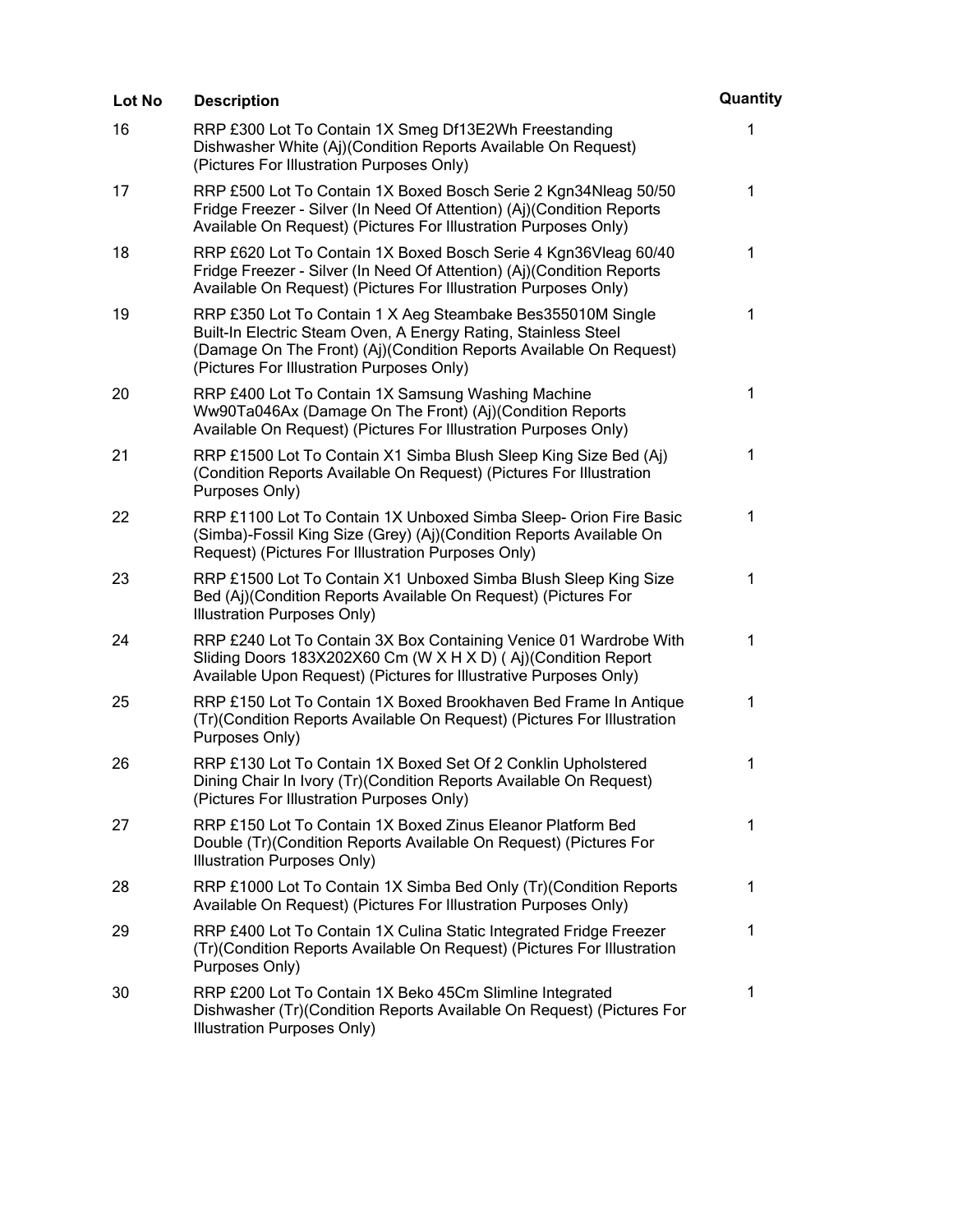| Lot No | Description | Quantity |
| --- | --- | --- |
| 16 | RRP £300 Lot To Contain 1X Smeg Df13E2Wh Freestanding Dishwasher White (Aj)(Condition Reports Available On Request) (Pictures For Illustration Purposes Only) | 1 |
| 17 | RRP £500 Lot To Contain 1X Boxed Bosch Serie 2 Kgn34Nleag 50/50 Fridge Freezer - Silver (In Need Of Attention) (Aj)(Condition Reports Available On Request) (Pictures For Illustration Purposes Only) | 1 |
| 18 | RRP £620 Lot To Contain 1X Boxed Bosch Serie 4 Kgn36Vleag 60/40 Fridge Freezer - Silver (In Need Of Attention) (Aj)(Condition Reports Available On Request) (Pictures For Illustration Purposes Only) | 1 |
| 19 | RRP £350 Lot To Contain 1 X Aeg Steambake Bes355010M Single Built-In Electric Steam Oven, A Energy Rating, Stainless Steel (Damage On The Front) (Aj)(Condition Reports Available On Request) (Pictures For Illustration Purposes Only) | 1 |
| 20 | RRP £400 Lot To Contain 1X Samsung Washing Machine Ww90Ta046Ax (Damage On The Front) (Aj)(Condition Reports Available On Request) (Pictures For Illustration Purposes Only) | 1 |
| 21 | RRP £1500 Lot To Contain X1 Simba Blush Sleep King Size Bed (Aj) (Condition Reports Available On Request) (Pictures For Illustration Purposes Only) | 1 |
| 22 | RRP £1100 Lot To Contain 1X Unboxed Simba Sleep- Orion Fire Basic (Simba)-Fossil King Size (Grey) (Aj)(Condition Reports Available On Request) (Pictures For Illustration Purposes Only) | 1 |
| 23 | RRP £1500 Lot To Contain X1 Unboxed Simba Blush Sleep King Size Bed (Aj)(Condition Reports Available On Request) (Pictures For Illustration Purposes Only) | 1 |
| 24 | RRP £240 Lot To Contain 3X Box Containing Venice 01 Wardrobe With Sliding Doors 183X202X60 Cm (W X H X D) ( Aj)(Condition Report Available Upon Request) (Pictures for Illustrative Purposes Only) | 1 |
| 25 | RRP £150 Lot To Contain 1X Boxed Brookhaven Bed Frame In Antique (Tr)(Condition Reports Available On Request) (Pictures For Illustration Purposes Only) | 1 |
| 26 | RRP £130 Lot To Contain 1X Boxed Set Of 2 Conklin Upholstered Dining Chair In Ivory (Tr)(Condition Reports Available On Request) (Pictures For Illustration Purposes Only) | 1 |
| 27 | RRP £150 Lot To Contain 1X Boxed Zinus Eleanor Platform Bed Double (Tr)(Condition Reports Available On Request) (Pictures For Illustration Purposes Only) | 1 |
| 28 | RRP £1000 Lot To Contain 1X Simba Bed Only (Tr)(Condition Reports Available On Request) (Pictures For Illustration Purposes Only) | 1 |
| 29 | RRP £400 Lot To Contain 1X Culina Static Integrated Fridge Freezer (Tr)(Condition Reports Available On Request) (Pictures For Illustration Purposes Only) | 1 |
| 30 | RRP £200 Lot To Contain 1X Beko 45Cm Slimline Integrated Dishwasher (Tr)(Condition Reports Available On Request) (Pictures For Illustration Purposes Only) | 1 |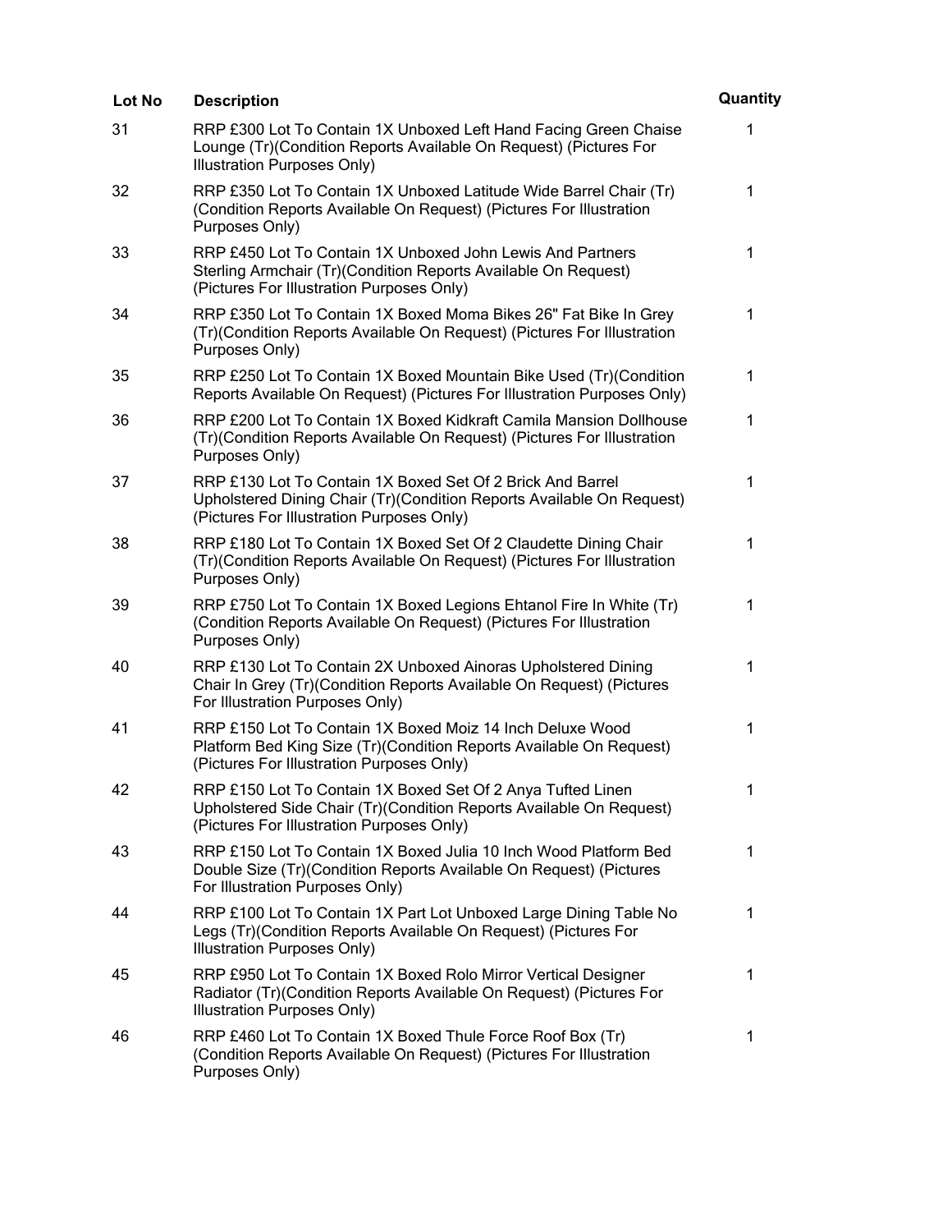| Lot No | Description | Quantity |
| --- | --- | --- |
| 31 | RRP £300 Lot To Contain 1X Unboxed Left Hand Facing Green Chaise Lounge (Tr)(Condition Reports Available On Request) (Pictures For Illustration Purposes Only) | 1 |
| 32 | RRP £350 Lot To Contain 1X Unboxed Latitude Wide Barrel Chair (Tr)(Condition Reports Available On Request) (Pictures For Illustration Purposes Only) | 1 |
| 33 | RRP £450 Lot To Contain 1X Unboxed John Lewis And Partners Sterling Armchair (Tr)(Condition Reports Available On Request) (Pictures For Illustration Purposes Only) | 1 |
| 34 | RRP £350 Lot To Contain 1X Boxed Moma Bikes 26" Fat Bike In Grey (Tr)(Condition Reports Available On Request) (Pictures For Illustration Purposes Only) | 1 |
| 35 | RRP £250 Lot To Contain 1X Boxed Mountain Bike Used (Tr)(Condition Reports Available On Request) (Pictures For Illustration Purposes Only) | 1 |
| 36 | RRP £200 Lot To Contain 1X Boxed Kidkraft Camila Mansion Dollhouse (Tr)(Condition Reports Available On Request) (Pictures For Illustration Purposes Only) | 1 |
| 37 | RRP £130 Lot To Contain 1X Boxed Set Of 2 Brick And Barrel Upholstered Dining Chair (Tr)(Condition Reports Available On Request) (Pictures For Illustration Purposes Only) | 1 |
| 38 | RRP £180 Lot To Contain 1X Boxed Set Of 2 Claudette Dining Chair (Tr)(Condition Reports Available On Request) (Pictures For Illustration Purposes Only) | 1 |
| 39 | RRP £750 Lot To Contain 1X Boxed Legions Ehtanol Fire In White (Tr)(Condition Reports Available On Request) (Pictures For Illustration Purposes Only) | 1 |
| 40 | RRP £130 Lot To Contain 2X Unboxed Ainoras Upholstered Dining Chair In Grey (Tr)(Condition Reports Available On Request) (Pictures For Illustration Purposes Only) | 1 |
| 41 | RRP £150 Lot To Contain 1X Boxed Moiz 14 Inch Deluxe Wood Platform Bed King Size (Tr)(Condition Reports Available On Request) (Pictures For Illustration Purposes Only) | 1 |
| 42 | RRP £150 Lot To Contain 1X Boxed Set Of 2 Anya Tufted Linen Upholstered Side Chair (Tr)(Condition Reports Available On Request) (Pictures For Illustration Purposes Only) | 1 |
| 43 | RRP £150 Lot To Contain 1X Boxed Julia 10 Inch Wood Platform Bed Double Size (Tr)(Condition Reports Available On Request) (Pictures For Illustration Purposes Only) | 1 |
| 44 | RRP £100 Lot To Contain 1X Part Lot Unboxed Large Dining Table No Legs (Tr)(Condition Reports Available On Request) (Pictures For Illustration Purposes Only) | 1 |
| 45 | RRP £950 Lot To Contain 1X Boxed Rolo Mirror Vertical Designer Radiator (Tr)(Condition Reports Available On Request) (Pictures For Illustration Purposes Only) | 1 |
| 46 | RRP £460 Lot To Contain 1X Boxed Thule Force Roof Box (Tr)(Condition Reports Available On Request) (Pictures For Illustration Purposes Only) | 1 |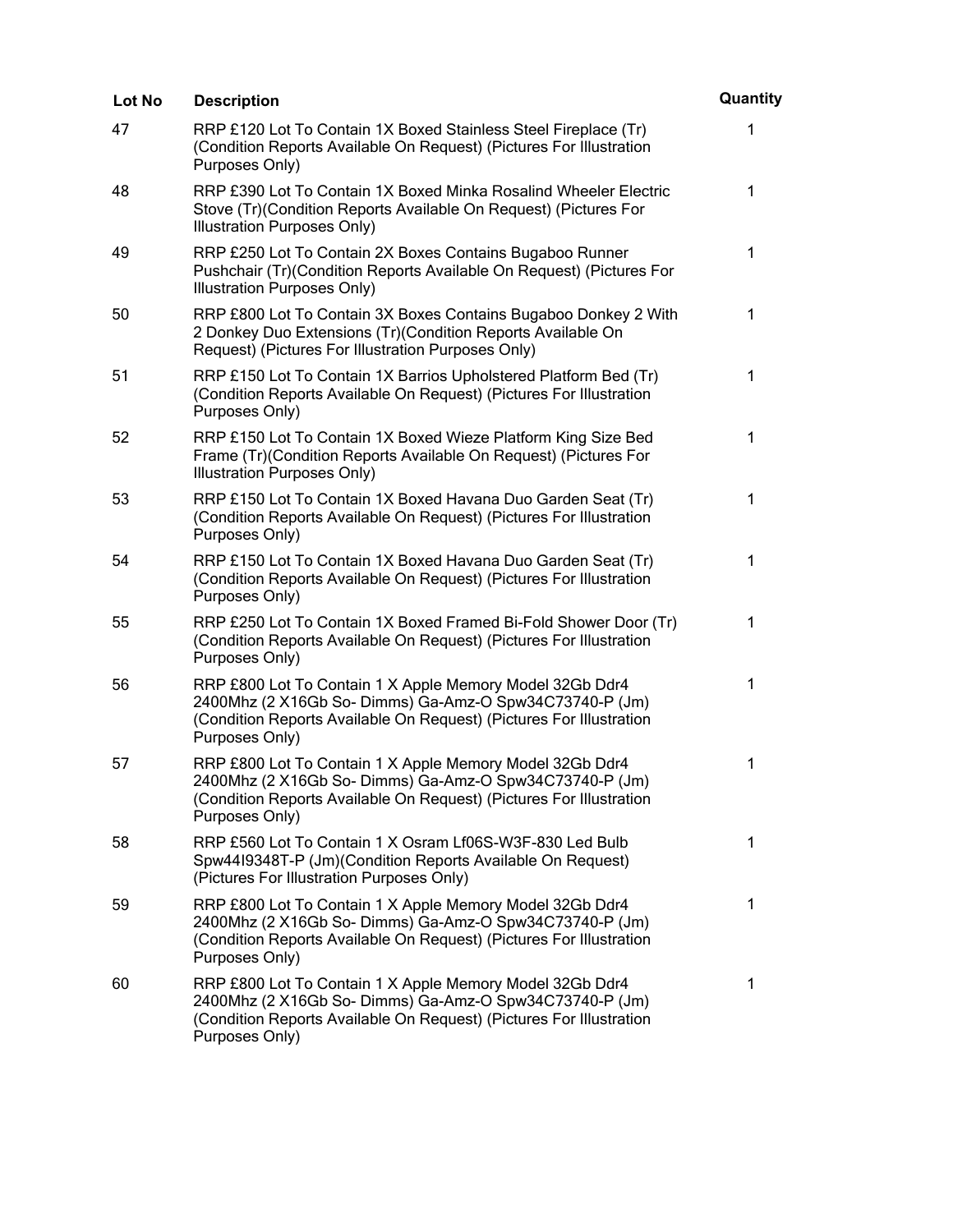| Lot No | Description | Quantity |
|---|---|---|
| 47 | RRP £120 Lot To Contain 1X Boxed Stainless Steel Fireplace (Tr) (Condition Reports Available On Request) (Pictures For Illustration Purposes Only) | 1 |
| 48 | RRP £390 Lot To Contain 1X Boxed Minka Rosalind Wheeler Electric Stove (Tr)(Condition Reports Available On Request) (Pictures For Illustration Purposes Only) | 1 |
| 49 | RRP £250 Lot To Contain 2X Boxes Contains Bugaboo Runner Pushchair (Tr)(Condition Reports Available On Request) (Pictures For Illustration Purposes Only) | 1 |
| 50 | RRP £800 Lot To Contain 3X Boxes Contains Bugaboo Donkey 2 With 2 Donkey Duo Extensions (Tr)(Condition Reports Available On Request) (Pictures For Illustration Purposes Only) | 1 |
| 51 | RRP £150 Lot To Contain 1X Barrios Upholstered Platform Bed (Tr) (Condition Reports Available On Request) (Pictures For Illustration Purposes Only) | 1 |
| 52 | RRP £150 Lot To Contain 1X Boxed Wieze Platform King Size Bed Frame (Tr)(Condition Reports Available On Request) (Pictures For Illustration Purposes Only) | 1 |
| 53 | RRP £150 Lot To Contain 1X Boxed Havana Duo Garden Seat (Tr) (Condition Reports Available On Request) (Pictures For Illustration Purposes Only) | 1 |
| 54 | RRP £150 Lot To Contain 1X Boxed Havana Duo Garden Seat (Tr) (Condition Reports Available On Request) (Pictures For Illustration Purposes Only) | 1 |
| 55 | RRP £250 Lot To Contain 1X Boxed Framed Bi-Fold Shower Door (Tr) (Condition Reports Available On Request) (Pictures For Illustration Purposes Only) | 1 |
| 56 | RRP £800 Lot To Contain 1 X Apple Memory Model 32Gb Ddr4 2400Mhz (2 X16Gb So- Dimms) Ga-Amz-O Spw34C73740-P (Jm) (Condition Reports Available On Request) (Pictures For Illustration Purposes Only) | 1 |
| 57 | RRP £800 Lot To Contain 1 X Apple Memory Model 32Gb Ddr4 2400Mhz (2 X16Gb So- Dimms) Ga-Amz-O Spw34C73740-P (Jm) (Condition Reports Available On Request) (Pictures For Illustration Purposes Only) | 1 |
| 58 | RRP £560 Lot To Contain 1 X Osram Lf06S-W3F-830 Led Bulb Spw44I9348T-P (Jm)(Condition Reports Available On Request) (Pictures For Illustration Purposes Only) | 1 |
| 59 | RRP £800 Lot To Contain 1 X Apple Memory Model 32Gb Ddr4 2400Mhz (2 X16Gb So- Dimms) Ga-Amz-O Spw34C73740-P (Jm) (Condition Reports Available On Request) (Pictures For Illustration Purposes Only) | 1 |
| 60 | RRP £800 Lot To Contain 1 X Apple Memory Model 32Gb Ddr4 2400Mhz (2 X16Gb So- Dimms) Ga-Amz-O Spw34C73740-P (Jm) (Condition Reports Available On Request) (Pictures For Illustration Purposes Only) | 1 |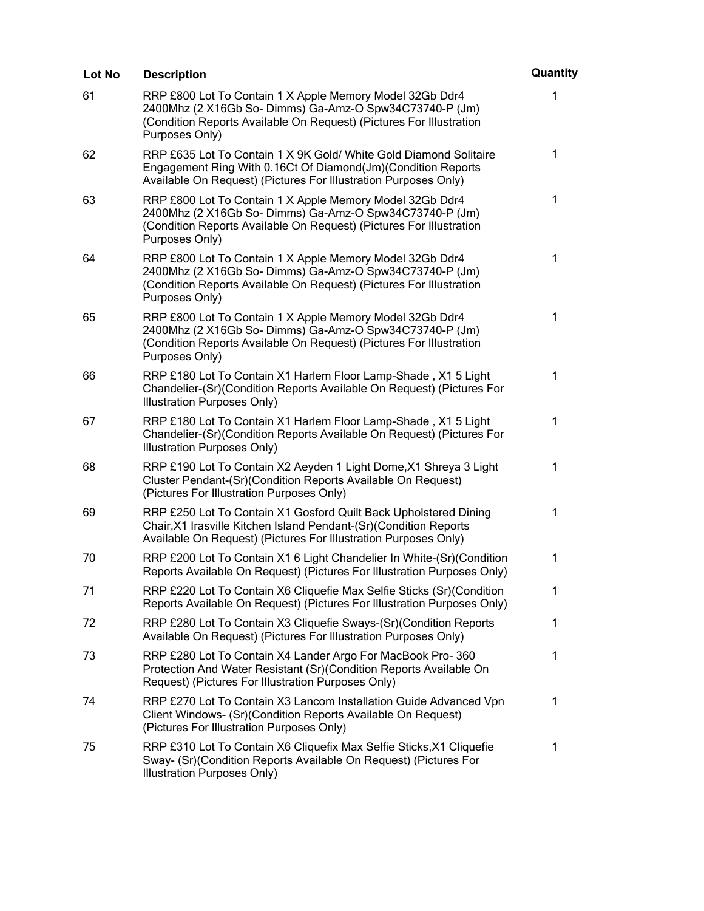| Lot No | Description | Quantity |
| --- | --- | --- |
| 61 | RRP £800 Lot To Contain 1 X Apple Memory Model 32Gb Ddr4 2400Mhz (2 X16Gb So- Dimms) Ga-Amz-O Spw34C73740-P (Jm) (Condition Reports Available On Request) (Pictures For Illustration Purposes Only) | 1 |
| 62 | RRP £635 Lot To Contain 1 X 9K Gold/ White Gold Diamond Solitaire Engagement Ring With 0.16Ct Of Diamond(Jm)(Condition Reports Available On Request) (Pictures For Illustration Purposes Only) | 1 |
| 63 | RRP £800 Lot To Contain 1 X Apple Memory Model 32Gb Ddr4 2400Mhz (2 X16Gb So- Dimms) Ga-Amz-O Spw34C73740-P (Jm) (Condition Reports Available On Request) (Pictures For Illustration Purposes Only) | 1 |
| 64 | RRP £800 Lot To Contain 1 X Apple Memory Model 32Gb Ddr4 2400Mhz (2 X16Gb So- Dimms) Ga-Amz-O Spw34C73740-P (Jm) (Condition Reports Available On Request) (Pictures For Illustration Purposes Only) | 1 |
| 65 | RRP £800 Lot To Contain 1 X Apple Memory Model 32Gb Ddr4 2400Mhz (2 X16Gb So- Dimms) Ga-Amz-O Spw34C73740-P (Jm) (Condition Reports Available On Request) (Pictures For Illustration Purposes Only) | 1 |
| 66 | RRP £180 Lot To Contain X1 Harlem Floor Lamp-Shade , X1 5 Light Chandelier-(Sr)(Condition Reports Available On Request) (Pictures For Illustration Purposes Only) | 1 |
| 67 | RRP £180 Lot To Contain X1 Harlem Floor Lamp-Shade , X1 5 Light Chandelier-(Sr)(Condition Reports Available On Request) (Pictures For Illustration Purposes Only) | 1 |
| 68 | RRP £190 Lot To Contain X2 Aeyden 1 Light Dome,X1 Shreya 3 Light Cluster Pendant-(Sr)(Condition Reports Available On Request) (Pictures For Illustration Purposes Only) | 1 |
| 69 | RRP £250 Lot To Contain X1 Gosford Quilt Back Upholstered Dining Chair,X1 Irasville Kitchen Island Pendant-(Sr)(Condition Reports Available On Request) (Pictures For Illustration Purposes Only) | 1 |
| 70 | RRP £200 Lot To Contain X1 6 Light Chandelier In White-(Sr)(Condition Reports Available On Request) (Pictures For Illustration Purposes Only) | 1 |
| 71 | RRP £220 Lot To Contain X6 Cliquefie Max Selfie Sticks (Sr)(Condition Reports Available On Request) (Pictures For Illustration Purposes Only) | 1 |
| 72 | RRP £280 Lot To Contain X3 Cliquefie Sways-(Sr)(Condition Reports Available On Request) (Pictures For Illustration Purposes Only) | 1 |
| 73 | RRP £280 Lot To Contain X4 Lander Argo For MacBook Pro- 360 Protection And Water Resistant (Sr)(Condition Reports Available On Request) (Pictures For Illustration Purposes Only) | 1 |
| 74 | RRP £270 Lot To Contain X3 Lancom Installation Guide Advanced Vpn Client Windows- (Sr)(Condition Reports Available On Request) (Pictures For Illustration Purposes Only) | 1 |
| 75 | RRP £310 Lot To Contain X6 Cliquefix Max Selfie Sticks,X1 Cliquefie Sway- (Sr)(Condition Reports Available On Request) (Pictures For Illustration Purposes Only) | 1 |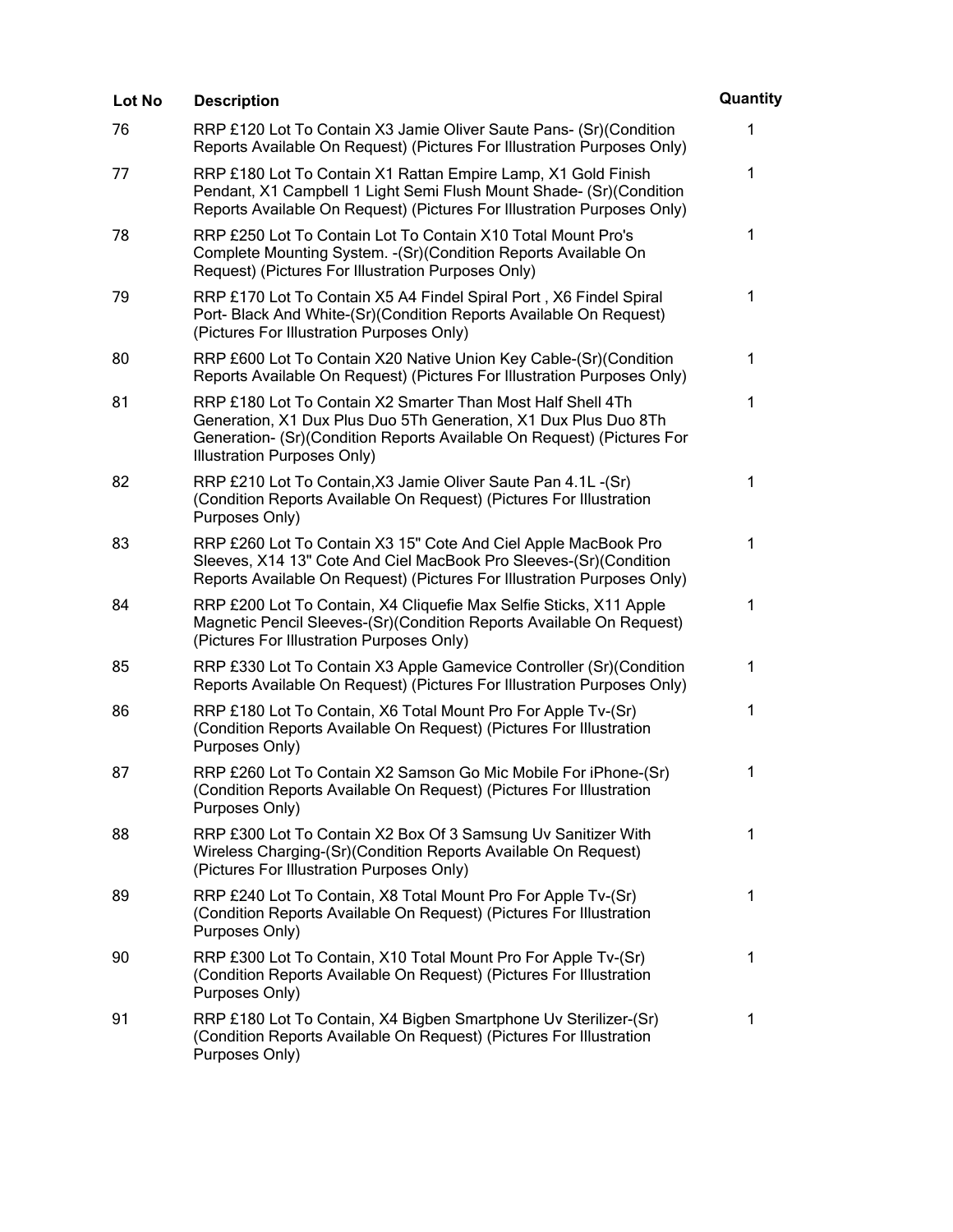| Lot No | Description | Quantity |
| --- | --- | --- |
| 76 | RRP £120 Lot To Contain X3 Jamie Oliver Saute Pans- (Sr)(Condition Reports Available On Request) (Pictures For Illustration Purposes Only) | 1 |
| 77 | RRP £180 Lot To Contain X1 Rattan Empire Lamp, X1 Gold Finish Pendant, X1 Campbell 1 Light Semi Flush Mount Shade- (Sr)(Condition Reports Available On Request) (Pictures For Illustration Purposes Only) | 1 |
| 78 | RRP £250 Lot To Contain Lot To Contain X10 Total Mount Pro's Complete Mounting System. -(Sr)(Condition Reports Available On Request) (Pictures For Illustration Purposes Only) | 1 |
| 79 | RRP £170 Lot To Contain X5 A4 Findel Spiral Port , X6 Findel Spiral Port- Black And White-(Sr)(Condition Reports Available On Request) (Pictures For Illustration Purposes Only) | 1 |
| 80 | RRP £600 Lot To Contain X20 Native Union Key Cable-(Sr)(Condition Reports Available On Request) (Pictures For Illustration Purposes Only) | 1 |
| 81 | RRP £180 Lot To Contain X2 Smarter Than Most Half Shell 4Th Generation, X1 Dux Plus Duo 5Th Generation, X1 Dux Plus Duo 8Th Generation- (Sr)(Condition Reports Available On Request) (Pictures For Illustration Purposes Only) | 1 |
| 82 | RRP £210 Lot To Contain,X3 Jamie Oliver Saute Pan 4.1L -(Sr)(Condition Reports Available On Request) (Pictures For Illustration Purposes Only) | 1 |
| 83 | RRP £260 Lot To Contain X3 15" Cote And Ciel Apple MacBook Pro Sleeves, X14 13" Cote And Ciel MacBook Pro Sleeves-(Sr)(Condition Reports Available On Request) (Pictures For Illustration Purposes Only) | 1 |
| 84 | RRP £200 Lot To Contain, X4 Cliquefie Max Selfie Sticks, X11 Apple Magnetic Pencil Sleeves-(Sr)(Condition Reports Available On Request) (Pictures For Illustration Purposes Only) | 1 |
| 85 | RRP £330 Lot To Contain X3 Apple Gamevice Controller (Sr)(Condition Reports Available On Request) (Pictures For Illustration Purposes Only) | 1 |
| 86 | RRP £180 Lot To Contain, X6 Total Mount Pro For Apple Tv-(Sr)(Condition Reports Available On Request) (Pictures For Illustration Purposes Only) | 1 |
| 87 | RRP £260 Lot To Contain X2 Samson Go Mic Mobile For iPhone-(Sr)(Condition Reports Available On Request) (Pictures For Illustration Purposes Only) | 1 |
| 88 | RRP £300 Lot To Contain X2 Box Of 3 Samsung Uv Sanitizer With Wireless Charging-(Sr)(Condition Reports Available On Request) (Pictures For Illustration Purposes Only) | 1 |
| 89 | RRP £240 Lot To Contain, X8 Total Mount Pro For Apple Tv-(Sr)(Condition Reports Available On Request) (Pictures For Illustration Purposes Only) | 1 |
| 90 | RRP £300 Lot To Contain, X10 Total Mount Pro For Apple Tv-(Sr)(Condition Reports Available On Request) (Pictures For Illustration Purposes Only) | 1 |
| 91 | RRP £180 Lot To Contain, X4 Bigben Smartphone Uv Sterilizer-(Sr)(Condition Reports Available On Request) (Pictures For Illustration Purposes Only) | 1 |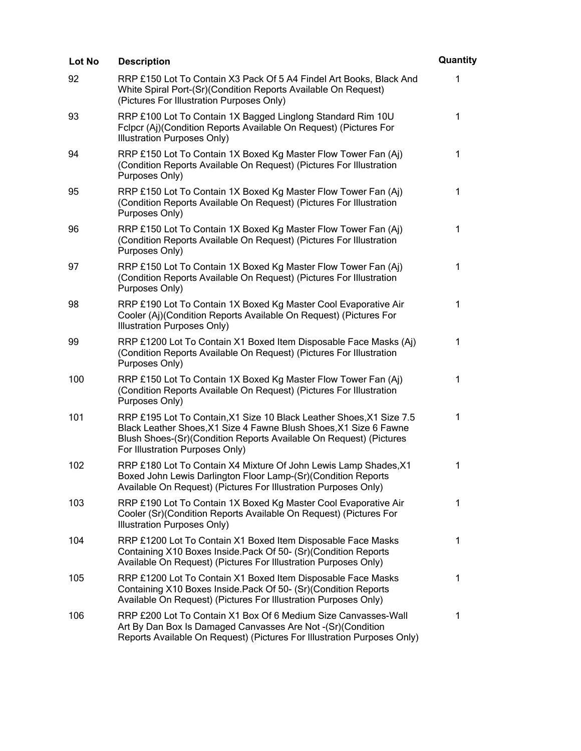| Lot No | Description | Quantity |
| --- | --- | --- |
| 92 | RRP £150 Lot To Contain X3 Pack Of 5 A4 Findel Art Books, Black And White Spiral Port-(Sr)(Condition Reports Available On Request) (Pictures For Illustration Purposes Only) | 1 |
| 93 | RRP £100 Lot To Contain 1X Bagged Linglong Standard Rim 10U Fclpcr (Aj)(Condition Reports Available On Request) (Pictures For Illustration Purposes Only) | 1 |
| 94 | RRP £150 Lot To Contain 1X Boxed Kg Master Flow Tower Fan (Aj) (Condition Reports Available On Request) (Pictures For Illustration Purposes Only) | 1 |
| 95 | RRP £150 Lot To Contain 1X Boxed Kg Master Flow Tower Fan (Aj) (Condition Reports Available On Request) (Pictures For Illustration Purposes Only) | 1 |
| 96 | RRP £150 Lot To Contain 1X Boxed Kg Master Flow Tower Fan (Aj) (Condition Reports Available On Request) (Pictures For Illustration Purposes Only) | 1 |
| 97 | RRP £150 Lot To Contain 1X Boxed Kg Master Flow Tower Fan (Aj) (Condition Reports Available On Request) (Pictures For Illustration Purposes Only) | 1 |
| 98 | RRP £190 Lot To Contain 1X Boxed Kg Master Cool Evaporative Air Cooler (Aj)(Condition Reports Available On Request) (Pictures For Illustration Purposes Only) | 1 |
| 99 | RRP £1200 Lot To Contain X1 Boxed Item Disposable Face Masks (Aj) (Condition Reports Available On Request) (Pictures For Illustration Purposes Only) | 1 |
| 100 | RRP £150 Lot To Contain 1X Boxed Kg Master Flow Tower Fan (Aj) (Condition Reports Available On Request) (Pictures For Illustration Purposes Only) | 1 |
| 101 | RRP £195 Lot To Contain,X1 Size 10 Black Leather Shoes,X1 Size 7.5 Black Leather Shoes,X1 Size 4 Fawne Blush Shoes,X1 Size 6 Fawne Blush Shoes-(Sr)(Condition Reports Available On Request) (Pictures For Illustration Purposes Only) | 1 |
| 102 | RRP £180 Lot To Contain X4 Mixture Of John Lewis Lamp Shades,X1 Boxed John Lewis Darlington Floor Lamp-(Sr)(Condition Reports Available On Request) (Pictures For Illustration Purposes Only) | 1 |
| 103 | RRP £190 Lot To Contain 1X Boxed Kg Master Cool Evaporative Air Cooler (Sr)(Condition Reports Available On Request) (Pictures For Illustration Purposes Only) | 1 |
| 104 | RRP £1200 Lot To Contain X1 Boxed Item Disposable Face Masks Containing X10 Boxes Inside.Pack Of 50- (Sr)(Condition Reports Available On Request) (Pictures For Illustration Purposes Only) | 1 |
| 105 | RRP £1200 Lot To Contain X1 Boxed Item Disposable Face Masks Containing X10 Boxes Inside.Pack Of 50- (Sr)(Condition Reports Available On Request) (Pictures For Illustration Purposes Only) | 1 |
| 106 | RRP £200 Lot To Contain X1 Box Of 6 Medium Size Canvasses-Wall Art By Dan Box Is Damaged Canvasses Are Not -(Sr)(Condition Reports Available On Request) (Pictures For Illustration Purposes Only) | 1 |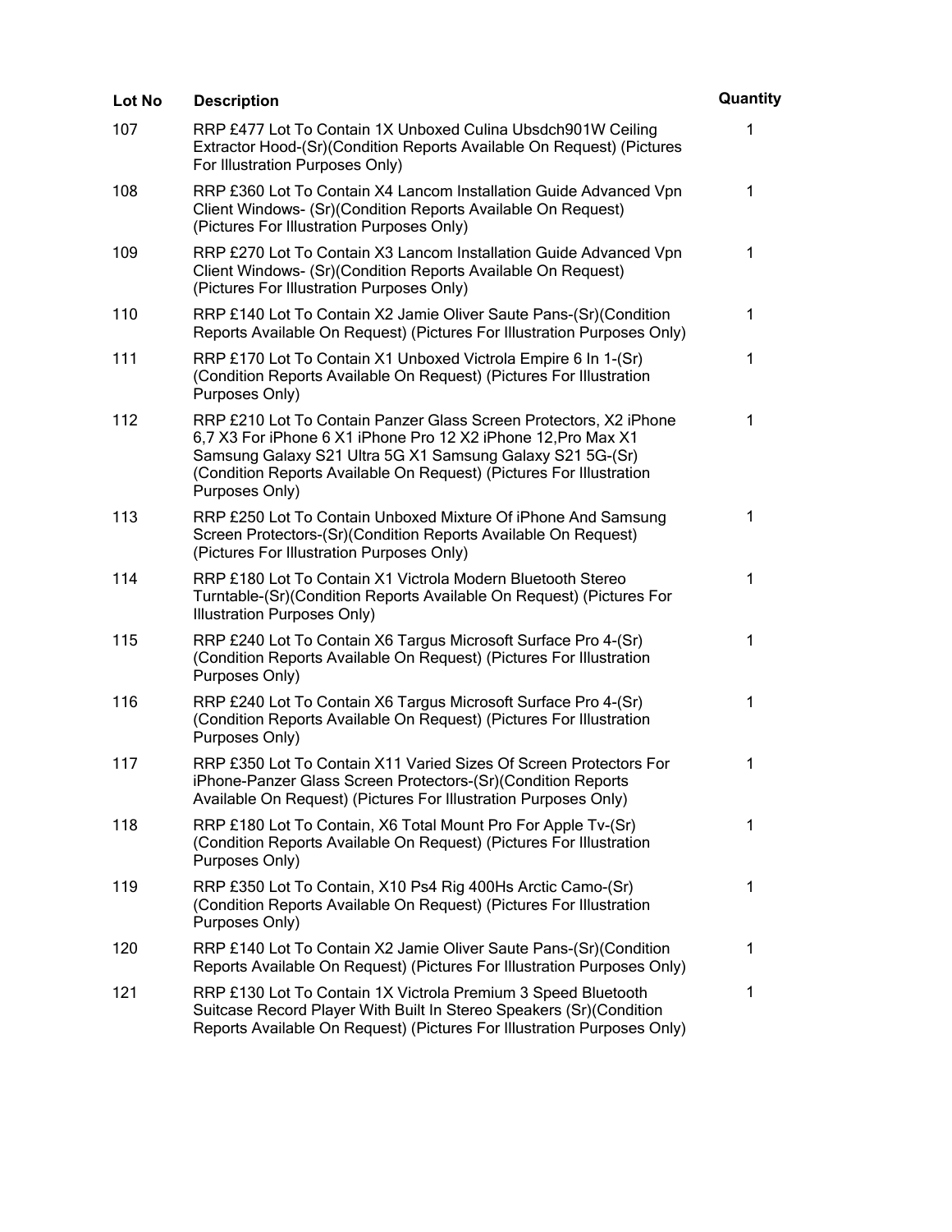| Lot No | Description | Quantity |
| --- | --- | --- |
| 107 | RRP £477 Lot To Contain 1X Unboxed Culina Ubsdch901W Ceiling Extractor Hood-(Sr)(Condition Reports Available On Request) (Pictures For Illustration Purposes Only) | 1 |
| 108 | RRP £360 Lot To Contain X4 Lancom Installation Guide Advanced Vpn Client Windows- (Sr)(Condition Reports Available On Request) (Pictures For Illustration Purposes Only) | 1 |
| 109 | RRP £270 Lot To Contain X3 Lancom Installation Guide Advanced Vpn Client Windows- (Sr)(Condition Reports Available On Request) (Pictures For Illustration Purposes Only) | 1 |
| 110 | RRP £140 Lot To Contain X2 Jamie Oliver Saute Pans-(Sr)(Condition Reports Available On Request) (Pictures For Illustration Purposes Only) | 1 |
| 111 | RRP £170 Lot To Contain X1 Unboxed Victrola Empire 6 In 1-(Sr)(Condition Reports Available On Request) (Pictures For Illustration Purposes Only) | 1 |
| 112 | RRP £210 Lot To Contain Panzer Glass Screen Protectors, X2 iPhone 6,7 X3 For iPhone 6 X1 iPhone Pro 12 X2 iPhone 12,Pro Max X1 Samsung Galaxy S21 Ultra 5G X1 Samsung Galaxy S21 5G-(Sr)(Condition Reports Available On Request) (Pictures For Illustration Purposes Only) | 1 |
| 113 | RRP £250 Lot To Contain Unboxed Mixture Of iPhone And Samsung Screen Protectors-(Sr)(Condition Reports Available On Request) (Pictures For Illustration Purposes Only) | 1 |
| 114 | RRP £180 Lot To Contain X1 Victrola Modern Bluetooth Stereo Turntable-(Sr)(Condition Reports Available On Request) (Pictures For Illustration Purposes Only) | 1 |
| 115 | RRP £240 Lot To Contain X6 Targus Microsoft Surface Pro 4-(Sr)(Condition Reports Available On Request) (Pictures For Illustration Purposes Only) | 1 |
| 116 | RRP £240 Lot To Contain X6 Targus Microsoft Surface Pro 4-(Sr)(Condition Reports Available On Request) (Pictures For Illustration Purposes Only) | 1 |
| 117 | RRP £350 Lot To Contain X11 Varied Sizes Of Screen Protectors For iPhone-Panzer Glass Screen Protectors-(Sr)(Condition Reports Available On Request) (Pictures For Illustration Purposes Only) | 1 |
| 118 | RRP £180 Lot To Contain, X6 Total Mount Pro For Apple Tv-(Sr)(Condition Reports Available On Request) (Pictures For Illustration Purposes Only) | 1 |
| 119 | RRP £350 Lot To Contain, X10 Ps4 Rig 400Hs Arctic Camo-(Sr)(Condition Reports Available On Request) (Pictures For Illustration Purposes Only) | 1 |
| 120 | RRP £140 Lot To Contain X2 Jamie Oliver Saute Pans-(Sr)(Condition Reports Available On Request) (Pictures For Illustration Purposes Only) | 1 |
| 121 | RRP £130 Lot To Contain 1X Victrola Premium 3 Speed Bluetooth Suitcase Record Player With Built In Stereo Speakers (Sr)(Condition Reports Available On Request) (Pictures For Illustration Purposes Only) | 1 |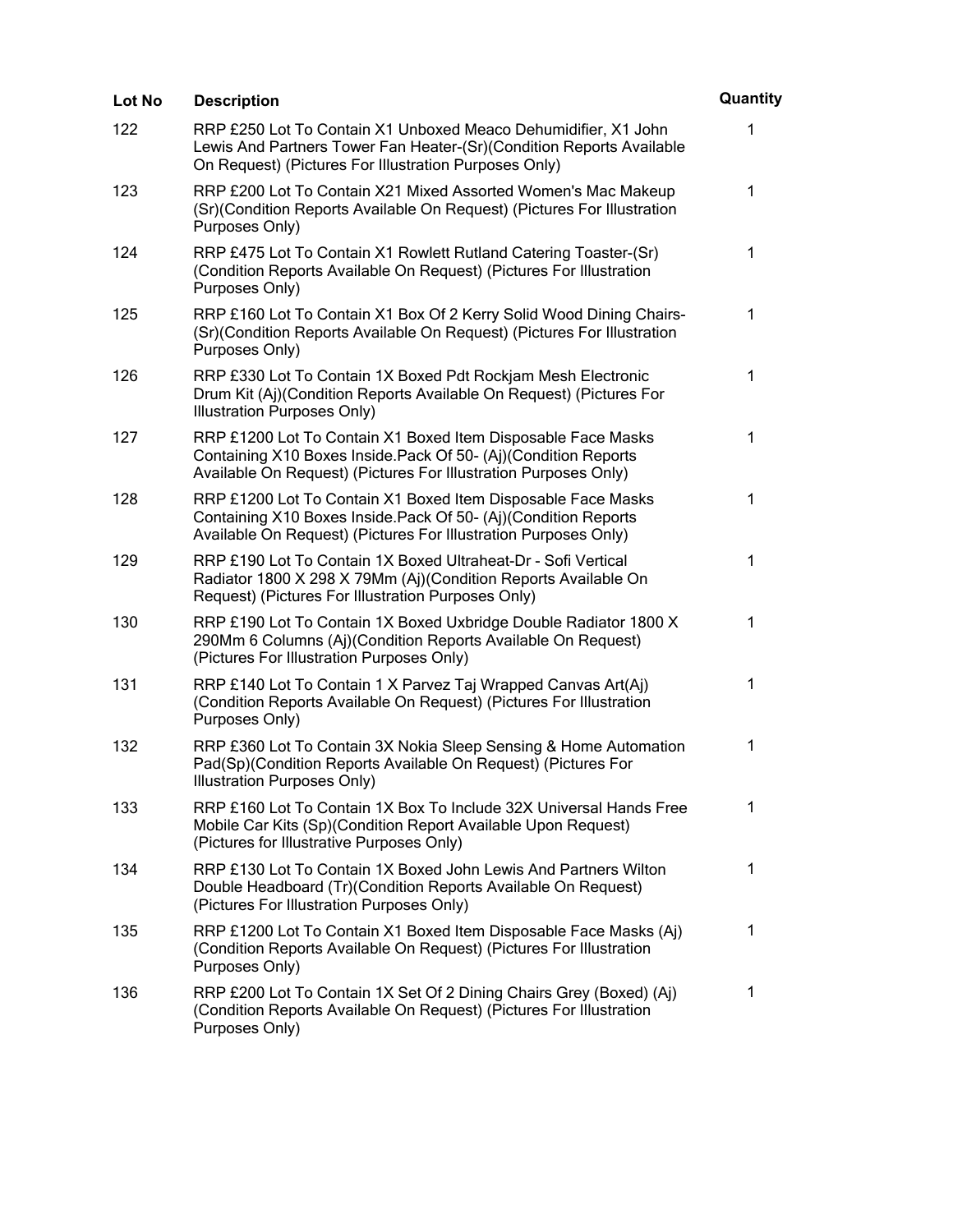| Lot No | Description | Quantity |
| --- | --- | --- |
| 122 | RRP £250 Lot To Contain X1 Unboxed Meaco Dehumidifier, X1 John Lewis And Partners Tower Fan Heater-(Sr)(Condition Reports Available On Request) (Pictures For Illustration Purposes Only) | 1 |
| 123 | RRP £200 Lot To Contain X21 Mixed Assorted Women's Mac Makeup (Sr)(Condition Reports Available On Request) (Pictures For Illustration Purposes Only) | 1 |
| 124 | RRP £475 Lot To Contain X1 Rowlett Rutland Catering Toaster-(Sr)(Condition Reports Available On Request) (Pictures For Illustration Purposes Only) | 1 |
| 125 | RRP £160 Lot To Contain X1 Box Of 2 Kerry Solid Wood Dining Chairs-(Sr)(Condition Reports Available On Request) (Pictures For Illustration Purposes Only) | 1 |
| 126 | RRP £330 Lot To Contain 1X Boxed Pdt Rockjam Mesh Electronic Drum Kit (Aj)(Condition Reports Available On Request) (Pictures For Illustration Purposes Only) | 1 |
| 127 | RRP £1200 Lot To Contain X1 Boxed Item Disposable Face Masks Containing X10 Boxes Inside.Pack Of 50- (Aj)(Condition Reports Available On Request) (Pictures For Illustration Purposes Only) | 1 |
| 128 | RRP £1200 Lot To Contain X1 Boxed Item Disposable Face Masks Containing X10 Boxes Inside.Pack Of 50- (Aj)(Condition Reports Available On Request) (Pictures For Illustration Purposes Only) | 1 |
| 129 | RRP £190 Lot To Contain 1X Boxed Ultraheat-Dr - Sofi Vertical Radiator 1800 X 298 X 79Mm (Aj)(Condition Reports Available On Request) (Pictures For Illustration Purposes Only) | 1 |
| 130 | RRP £190 Lot To Contain 1X Boxed Uxbridge Double Radiator 1800 X 290Mm 6 Columns (Aj)(Condition Reports Available On Request) (Pictures For Illustration Purposes Only) | 1 |
| 131 | RRP £140 Lot To Contain 1 X Parvez Taj Wrapped Canvas Art(Aj)(Condition Reports Available On Request) (Pictures For Illustration Purposes Only) | 1 |
| 132 | RRP £360 Lot To Contain 3X Nokia Sleep Sensing & Home Automation Pad(Sp)(Condition Reports Available On Request) (Pictures For Illustration Purposes Only) | 1 |
| 133 | RRP £160 Lot To Contain 1X Box To Include 32X Universal Hands Free Mobile Car Kits (Sp)(Condition Report Available Upon Request) (Pictures for Illustrative Purposes Only) | 1 |
| 134 | RRP £130 Lot To Contain 1X Boxed John Lewis And Partners Wilton Double Headboard (Tr)(Condition Reports Available On Request) (Pictures For Illustration Purposes Only) | 1 |
| 135 | RRP £1200 Lot To Contain X1 Boxed Item Disposable Face Masks (Aj)(Condition Reports Available On Request) (Pictures For Illustration Purposes Only) | 1 |
| 136 | RRP £200 Lot To Contain 1X Set Of 2 Dining Chairs Grey (Boxed) (Aj)(Condition Reports Available On Request) (Pictures For Illustration Purposes Only) | 1 |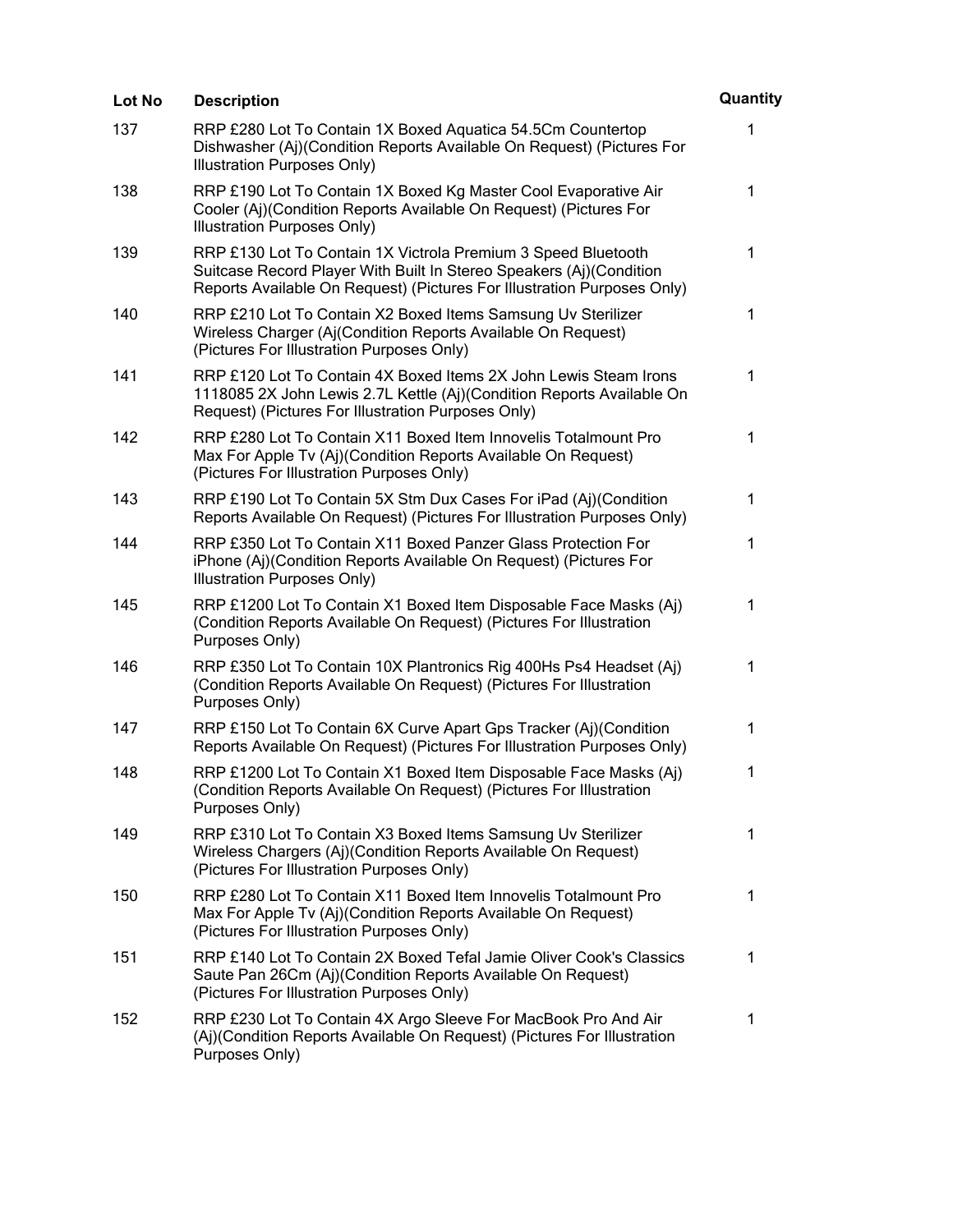| Lot No | Description | Quantity |
| --- | --- | --- |
| 137 | RRP £280 Lot To Contain 1X Boxed Aquatica 54.5Cm Countertop Dishwasher (Aj)(Condition Reports Available On Request) (Pictures For Illustration Purposes Only) | 1 |
| 138 | RRP £190 Lot To Contain 1X Boxed Kg Master Cool Evaporative Air Cooler (Aj)(Condition Reports Available On Request) (Pictures For Illustration Purposes Only) | 1 |
| 139 | RRP £130 Lot To Contain 1X Victrola Premium 3 Speed Bluetooth Suitcase Record Player With Built In Stereo Speakers (Aj)(Condition Reports Available On Request) (Pictures For Illustration Purposes Only) | 1 |
| 140 | RRP £210 Lot To Contain X2 Boxed Items Samsung Uv Sterilizer Wireless Charger (Aj(Condition Reports Available On Request) (Pictures For Illustration Purposes Only) | 1 |
| 141 | RRP £120 Lot To Contain 4X Boxed Items 2X John Lewis Steam Irons 1118085 2X John Lewis 2.7L Kettle (Aj)(Condition Reports Available On Request) (Pictures For Illustration Purposes Only) | 1 |
| 142 | RRP £280 Lot To Contain X11 Boxed Item Innovelis Totalmount Pro Max For Apple Tv (Aj)(Condition Reports Available On Request) (Pictures For Illustration Purposes Only) | 1 |
| 143 | RRP £190 Lot To Contain 5X Stm Dux Cases For iPad (Aj)(Condition Reports Available On Request) (Pictures For Illustration Purposes Only) | 1 |
| 144 | RRP £350 Lot To Contain X11 Boxed Panzer Glass Protection For iPhone (Aj)(Condition Reports Available On Request) (Pictures For Illustration Purposes Only) | 1 |
| 145 | RRP £1200 Lot To Contain X1 Boxed Item Disposable Face Masks (Aj)(Condition Reports Available On Request) (Pictures For Illustration Purposes Only) | 1 |
| 146 | RRP £350 Lot To Contain 10X Plantronics Rig 400Hs Ps4 Headset (Aj)(Condition Reports Available On Request) (Pictures For Illustration Purposes Only) | 1 |
| 147 | RRP £150 Lot To Contain 6X Curve Apart Gps Tracker (Aj)(Condition Reports Available On Request) (Pictures For Illustration Purposes Only) | 1 |
| 148 | RRP £1200 Lot To Contain X1 Boxed Item Disposable Face Masks (Aj)(Condition Reports Available On Request) (Pictures For Illustration Purposes Only) | 1 |
| 149 | RRP £310 Lot To Contain X3 Boxed Items Samsung Uv Sterilizer Wireless Chargers (Aj)(Condition Reports Available On Request) (Pictures For Illustration Purposes Only) | 1 |
| 150 | RRP £280 Lot To Contain X11 Boxed Item Innovelis Totalmount Pro Max For Apple Tv (Aj)(Condition Reports Available On Request) (Pictures For Illustration Purposes Only) | 1 |
| 151 | RRP £140 Lot To Contain 2X Boxed Tefal Jamie Oliver Cook's Classics Saute Pan 26Cm (Aj)(Condition Reports Available On Request) (Pictures For Illustration Purposes Only) | 1 |
| 152 | RRP £230 Lot To Contain 4X Argo Sleeve For MacBook Pro And Air (Aj)(Condition Reports Available On Request) (Pictures For Illustration Purposes Only) | 1 |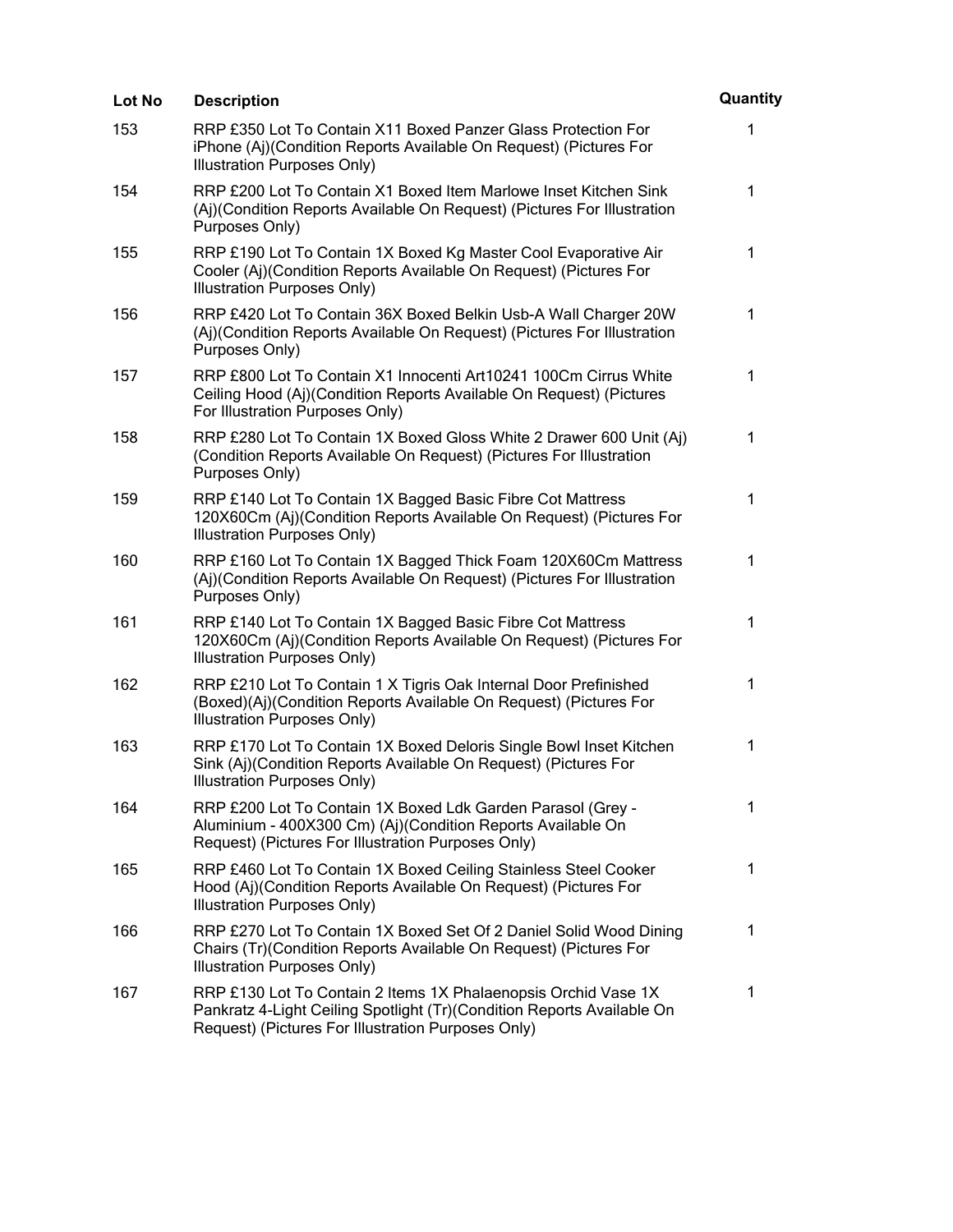| Lot No | Description | Quantity |
| --- | --- | --- |
| 153 | RRP £350 Lot To Contain X11 Boxed Panzer Glass Protection For iPhone (Aj)(Condition Reports Available On Request) (Pictures For Illustration Purposes Only) | 1 |
| 154 | RRP £200 Lot To Contain X1 Boxed Item Marlowe Inset Kitchen Sink (Aj)(Condition Reports Available On Request) (Pictures For Illustration Purposes Only) | 1 |
| 155 | RRP £190 Lot To Contain 1X Boxed Kg Master Cool Evaporative Air Cooler (Aj)(Condition Reports Available On Request) (Pictures For Illustration Purposes Only) | 1 |
| 156 | RRP £420 Lot To Contain 36X Boxed Belkin Usb-A Wall Charger 20W (Aj)(Condition Reports Available On Request) (Pictures For Illustration Purposes Only) | 1 |
| 157 | RRP £800 Lot To Contain X1 Innocenti Art10241 100Cm Cirrus White Ceiling Hood (Aj)(Condition Reports Available On Request) (Pictures For Illustration Purposes Only) | 1 |
| 158 | RRP £280 Lot To Contain 1X Boxed Gloss White 2 Drawer 600 Unit (Aj)(Condition Reports Available On Request) (Pictures For Illustration Purposes Only) | 1 |
| 159 | RRP £140 Lot To Contain 1X Bagged Basic Fibre Cot Mattress 120X60Cm (Aj)(Condition Reports Available On Request) (Pictures For Illustration Purposes Only) | 1 |
| 160 | RRP £160 Lot To Contain 1X Bagged Thick Foam 120X60Cm Mattress (Aj)(Condition Reports Available On Request) (Pictures For Illustration Purposes Only) | 1 |
| 161 | RRP £140 Lot To Contain 1X Bagged Basic Fibre Cot Mattress 120X60Cm (Aj)(Condition Reports Available On Request) (Pictures For Illustration Purposes Only) | 1 |
| 162 | RRP £210 Lot To Contain 1 X Tigris Oak Internal Door Prefinished (Boxed)(Aj)(Condition Reports Available On Request) (Pictures For Illustration Purposes Only) | 1 |
| 163 | RRP £170 Lot To Contain 1X Boxed Deloris Single Bowl Inset Kitchen Sink (Aj)(Condition Reports Available On Request) (Pictures For Illustration Purposes Only) | 1 |
| 164 | RRP £200 Lot To Contain 1X Boxed Ldk Garden Parasol (Grey - Aluminium - 400X300 Cm) (Aj)(Condition Reports Available On Request) (Pictures For Illustration Purposes Only) | 1 |
| 165 | RRP £460 Lot To Contain 1X Boxed Ceiling Stainless Steel Cooker Hood (Aj)(Condition Reports Available On Request) (Pictures For Illustration Purposes Only) | 1 |
| 166 | RRP £270 Lot To Contain 1X Boxed Set Of 2 Daniel Solid Wood Dining Chairs (Tr)(Condition Reports Available On Request) (Pictures For Illustration Purposes Only) | 1 |
| 167 | RRP £130 Lot To Contain 2 Items 1X Phalaenopsis Orchid Vase 1X Pankratz 4-Light Ceiling Spotlight (Tr)(Condition Reports Available On Request) (Pictures For Illustration Purposes Only) | 1 |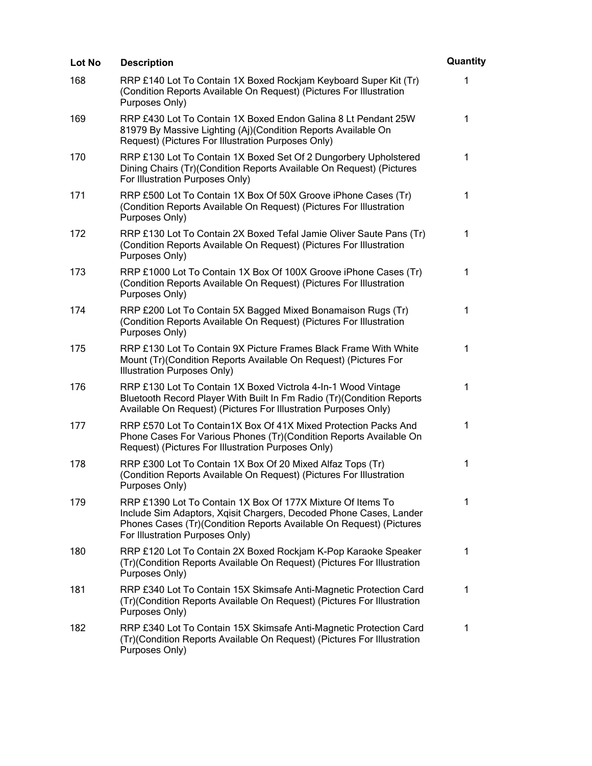| Lot No | Description | Quantity |
| --- | --- | --- |
| 168 | RRP £140 Lot To Contain 1X Boxed Rockjam Keyboard Super Kit (Tr) (Condition Reports Available On Request) (Pictures For Illustration Purposes Only) | 1 |
| 169 | RRP £430 Lot To Contain 1X Boxed Endon Galina 8 Lt Pendant 25W 81979 By Massive Lighting (Aj)(Condition Reports Available On Request) (Pictures For Illustration Purposes Only) | 1 |
| 170 | RRP £130 Lot To Contain 1X Boxed Set Of 2 Dungorbery Upholstered Dining Chairs (Tr)(Condition Reports Available On Request) (Pictures For Illustration Purposes Only) | 1 |
| 171 | RRP £500 Lot To Contain 1X Box Of 50X Groove iPhone Cases (Tr) (Condition Reports Available On Request) (Pictures For Illustration Purposes Only) | 1 |
| 172 | RRP £130 Lot To Contain 2X Boxed Tefal Jamie Oliver Saute Pans (Tr) (Condition Reports Available On Request) (Pictures For Illustration Purposes Only) | 1 |
| 173 | RRP £1000 Lot To Contain 1X Box Of 100X Groove iPhone Cases (Tr) (Condition Reports Available On Request) (Pictures For Illustration Purposes Only) | 1 |
| 174 | RRP £200 Lot To Contain 5X Bagged Mixed Bonamaison Rugs (Tr) (Condition Reports Available On Request) (Pictures For Illustration Purposes Only) | 1 |
| 175 | RRP £130 Lot To Contain 9X Picture Frames Black Frame With White Mount (Tr)(Condition Reports Available On Request) (Pictures For Illustration Purposes Only) | 1 |
| 176 | RRP £130 Lot To Contain 1X Boxed Victrola 4-In-1 Wood Vintage Bluetooth Record Player With Built In Fm Radio (Tr)(Condition Reports Available On Request) (Pictures For Illustration Purposes Only) | 1 |
| 177 | RRP £570 Lot To Contain1X Box Of 41X Mixed Protection Packs And Phone Cases For Various Phones (Tr)(Condition Reports Available On Request) (Pictures For Illustration Purposes Only) | 1 |
| 178 | RRP £300 Lot To Contain 1X Box Of 20 Mixed Alfaz Tops (Tr) (Condition Reports Available On Request) (Pictures For Illustration Purposes Only) | 1 |
| 179 | RRP £1390 Lot To Contain 1X Box Of 177X Mixture Of Items To Include Sim Adaptors, Xqisit Chargers, Decoded Phone Cases, Lander Phones Cases (Tr)(Condition Reports Available On Request) (Pictures For Illustration Purposes Only) | 1 |
| 180 | RRP £120 Lot To Contain 2X Boxed Rockjam K-Pop Karaoke Speaker (Tr)(Condition Reports Available On Request) (Pictures For Illustration Purposes Only) | 1 |
| 181 | RRP £340 Lot To Contain 15X Skimsafe Anti-Magnetic Protection Card (Tr)(Condition Reports Available On Request) (Pictures For Illustration Purposes Only) | 1 |
| 182 | RRP £340 Lot To Contain 15X Skimsafe Anti-Magnetic Protection Card (Tr)(Condition Reports Available On Request) (Pictures For Illustration Purposes Only) | 1 |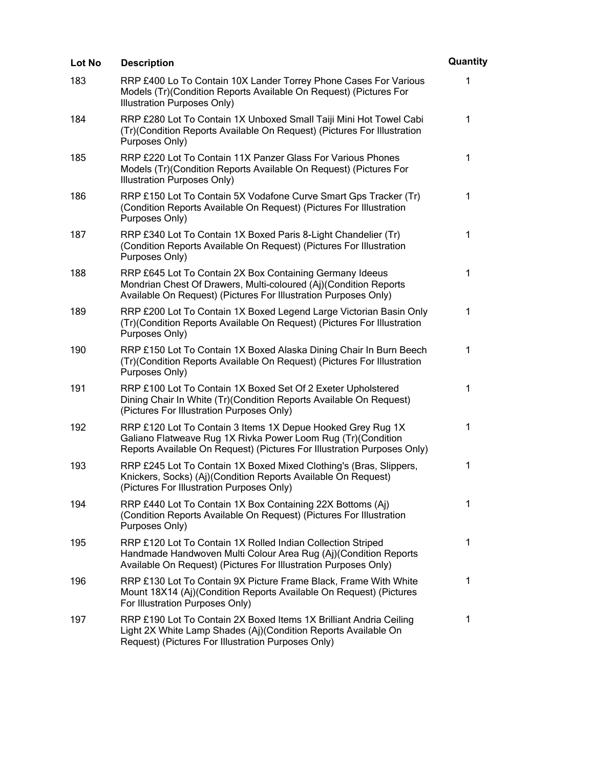| Lot No | Description | Quantity |
|---|---|---|
| 183 | RRP £400 Lo To Contain 10X Lander Torrey Phone Cases For Various Models (Tr)(Condition Reports Available On Request) (Pictures For Illustration Purposes Only) | 1 |
| 184 | RRP £280 Lot To Contain 1X Unboxed Small Taiji Mini Hot Towel Cabi (Tr)(Condition Reports Available On Request) (Pictures For Illustration Purposes Only) | 1 |
| 185 | RRP £220 Lot To Contain 11X Panzer Glass For Various Phones Models (Tr)(Condition Reports Available On Request) (Pictures For Illustration Purposes Only) | 1 |
| 186 | RRP £150 Lot To Contain 5X Vodafone Curve Smart Gps Tracker (Tr) (Condition Reports Available On Request) (Pictures For Illustration Purposes Only) | 1 |
| 187 | RRP £340 Lot To Contain 1X Boxed Paris 8-Light Chandelier (Tr) (Condition Reports Available On Request) (Pictures For Illustration Purposes Only) | 1 |
| 188 | RRP £645 Lot To Contain 2X Box Containing Germany Ideeus Mondrian Chest Of Drawers, Multi-coloured (Aj)(Condition Reports Available On Request) (Pictures For Illustration Purposes Only) | 1 |
| 189 | RRP £200 Lot To Contain 1X Boxed Legend Large Victorian Basin Only (Tr)(Condition Reports Available On Request) (Pictures For Illustration Purposes Only) | 1 |
| 190 | RRP £150 Lot To Contain 1X Boxed Alaska Dining Chair In Burn Beech (Tr)(Condition Reports Available On Request) (Pictures For Illustration Purposes Only) | 1 |
| 191 | RRP £100 Lot To Contain 1X Boxed Set Of 2 Exeter Upholstered Dining Chair In White (Tr)(Condition Reports Available On Request) (Pictures For Illustration Purposes Only) | 1 |
| 192 | RRP £120 Lot To Contain 3 Items 1X Depue Hooked Grey Rug 1X Galiano Flatweave Rug 1X Rivka Power Loom Rug (Tr)(Condition Reports Available On Request) (Pictures For Illustration Purposes Only) | 1 |
| 193 | RRP £245 Lot To Contain 1X Boxed Mixed Clothing's (Bras, Slippers, Knickers, Socks) (Aj)(Condition Reports Available On Request) (Pictures For Illustration Purposes Only) | 1 |
| 194 | RRP £440 Lot To Contain 1X Box Containing 22X Bottoms (Aj) (Condition Reports Available On Request) (Pictures For Illustration Purposes Only) | 1 |
| 195 | RRP £120 Lot To Contain 1X Rolled Indian Collection Striped Handmade Handwoven Multi Colour Area Rug (Aj)(Condition Reports Available On Request) (Pictures For Illustration Purposes Only) | 1 |
| 196 | RRP £130 Lot To Contain 9X Picture Frame Black, Frame With White Mount 18X14 (Aj)(Condition Reports Available On Request) (Pictures For Illustration Purposes Only) | 1 |
| 197 | RRP £190 Lot To Contain 2X Boxed Items 1X Brilliant Andria Ceiling Light 2X White Lamp Shades (Aj)(Condition Reports Available On Request) (Pictures For Illustration Purposes Only) | 1 |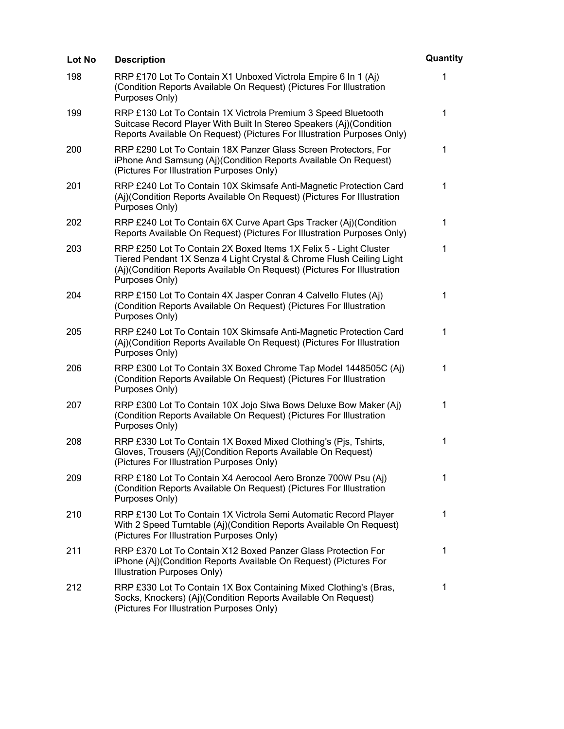| Lot No | Description | Quantity |
| --- | --- | --- |
| 198 | RRP £170 Lot To Contain X1 Unboxed Victrola Empire 6 In 1 (Aj) (Condition Reports Available On Request) (Pictures For Illustration Purposes Only) | 1 |
| 199 | RRP £130 Lot To Contain 1X Victrola Premium 3 Speed Bluetooth Suitcase Record Player With Built In Stereo Speakers (Aj)(Condition Reports Available On Request) (Pictures For Illustration Purposes Only) | 1 |
| 200 | RRP £290 Lot To Contain 18X Panzer Glass Screen Protectors, For iPhone And Samsung (Aj)(Condition Reports Available On Request) (Pictures For Illustration Purposes Only) | 1 |
| 201 | RRP £240 Lot To Contain 10X Skimsafe Anti-Magnetic Protection Card (Aj)(Condition Reports Available On Request) (Pictures For Illustration Purposes Only) | 1 |
| 202 | RRP £240 Lot To Contain 6X Curve Apart Gps Tracker (Aj)(Condition Reports Available On Request) (Pictures For Illustration Purposes Only) | 1 |
| 203 | RRP £250 Lot To Contain 2X Boxed Items 1X Felix 5 - Light Cluster Tiered Pendant 1X Senza 4 Light Crystal & Chrome Flush Ceiling Light (Aj)(Condition Reports Available On Request) (Pictures For Illustration Purposes Only) | 1 |
| 204 | RRP £150 Lot To Contain 4X Jasper Conran 4 Calvello Flutes (Aj) (Condition Reports Available On Request) (Pictures For Illustration Purposes Only) | 1 |
| 205 | RRP £240 Lot To Contain 10X Skimsafe Anti-Magnetic Protection Card (Aj)(Condition Reports Available On Request) (Pictures For Illustration Purposes Only) | 1 |
| 206 | RRP £300 Lot To Contain 3X Boxed Chrome Tap Model 1448505C (Aj) (Condition Reports Available On Request) (Pictures For Illustration Purposes Only) | 1 |
| 207 | RRP £300 Lot To Contain 10X Jojo Siwa Bows Deluxe Bow Maker (Aj) (Condition Reports Available On Request) (Pictures For Illustration Purposes Only) | 1 |
| 208 | RRP £330 Lot To Contain 1X Boxed Mixed Clothing's (Pjs, Tshirts, Gloves, Trousers (Aj)(Condition Reports Available On Request) (Pictures For Illustration Purposes Only) | 1 |
| 209 | RRP £180 Lot To Contain X4 Aerocool Aero Bronze 700W Psu (Aj) (Condition Reports Available On Request) (Pictures For Illustration Purposes Only) | 1 |
| 210 | RRP £130 Lot To Contain 1X Victrola Semi Automatic Record Player With 2 Speed Turntable (Aj)(Condition Reports Available On Request) (Pictures For Illustration Purposes Only) | 1 |
| 211 | RRP £370 Lot To Contain X12 Boxed Panzer Glass Protection For iPhone (Aj)(Condition Reports Available On Request) (Pictures For Illustration Purposes Only) | 1 |
| 212 | RRP £330 Lot To Contain 1X Box Containing Mixed Clothing's (Bras, Socks, Knockers) (Aj)(Condition Reports Available On Request) (Pictures For Illustration Purposes Only) | 1 |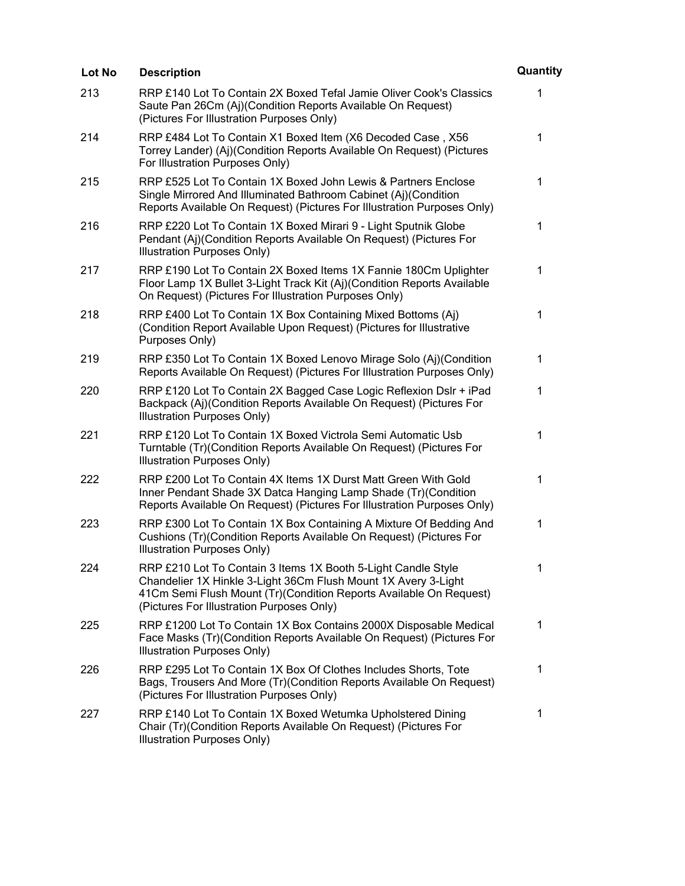| Lot No | Description | Quantity |
| --- | --- | --- |
| 213 | RRP £140 Lot To Contain 2X Boxed Tefal Jamie Oliver Cook's Classics Saute Pan 26Cm (Aj)(Condition Reports Available On Request) (Pictures For Illustration Purposes Only) | 1 |
| 214 | RRP £484 Lot To Contain X1 Boxed Item (X6 Decoded Case , X56 Torrey Lander) (Aj)(Condition Reports Available On Request) (Pictures For Illustration Purposes Only) | 1 |
| 215 | RRP £525 Lot To Contain 1X Boxed John Lewis & Partners Enclose Single Mirrored And Illuminated Bathroom Cabinet (Aj)(Condition Reports Available On Request) (Pictures For Illustration Purposes Only) | 1 |
| 216 | RRP £220 Lot To Contain 1X Boxed Mirari 9 - Light Sputnik Globe Pendant (Aj)(Condition Reports Available On Request) (Pictures For Illustration Purposes Only) | 1 |
| 217 | RRP £190 Lot To Contain 2X Boxed Items 1X Fannie 180Cm Uplighter Floor Lamp 1X Bullet 3-Light Track Kit (Aj)(Condition Reports Available On Request) (Pictures For Illustration Purposes Only) | 1 |
| 218 | RRP £400 Lot To Contain 1X Box Containing Mixed Bottoms (Aj) (Condition Report Available Upon Request) (Pictures for Illustrative Purposes Only) | 1 |
| 219 | RRP £350 Lot To Contain 1X Boxed Lenovo Mirage Solo (Aj)(Condition Reports Available On Request) (Pictures For Illustration Purposes Only) | 1 |
| 220 | RRP £120 Lot To Contain 2X Bagged Case Logic Reflexion Dslr + iPad Backpack (Aj)(Condition Reports Available On Request) (Pictures For Illustration Purposes Only) | 1 |
| 221 | RRP £120 Lot To Contain 1X Boxed Victrola Semi Automatic Usb Turntable (Tr)(Condition Reports Available On Request) (Pictures For Illustration Purposes Only) | 1 |
| 222 | RRP £200 Lot To Contain 4X Items 1X Durst Matt Green With Gold Inner Pendant Shade 3X Datca Hanging Lamp Shade (Tr)(Condition Reports Available On Request) (Pictures For Illustration Purposes Only) | 1 |
| 223 | RRP £300 Lot To Contain 1X Box Containing A Mixture Of Bedding And Cushions (Tr)(Condition Reports Available On Request) (Pictures For Illustration Purposes Only) | 1 |
| 224 | RRP £210 Lot To Contain 3 Items 1X Booth 5-Light Candle Style Chandelier 1X Hinkle 3-Light 36Cm Flush Mount 1X Avery 3-Light 41Cm Semi Flush Mount (Tr)(Condition Reports Available On Request) (Pictures For Illustration Purposes Only) | 1 |
| 225 | RRP £1200 Lot To Contain 1X Box Contains 2000X Disposable Medical Face Masks (Tr)(Condition Reports Available On Request) (Pictures For Illustration Purposes Only) | 1 |
| 226 | RRP £295 Lot To Contain 1X Box Of Clothes Includes Shorts, Tote Bags, Trousers And More (Tr)(Condition Reports Available On Request) (Pictures For Illustration Purposes Only) | 1 |
| 227 | RRP £140 Lot To Contain 1X Boxed Wetumka Upholstered Dining Chair (Tr)(Condition Reports Available On Request) (Pictures For Illustration Purposes Only) | 1 |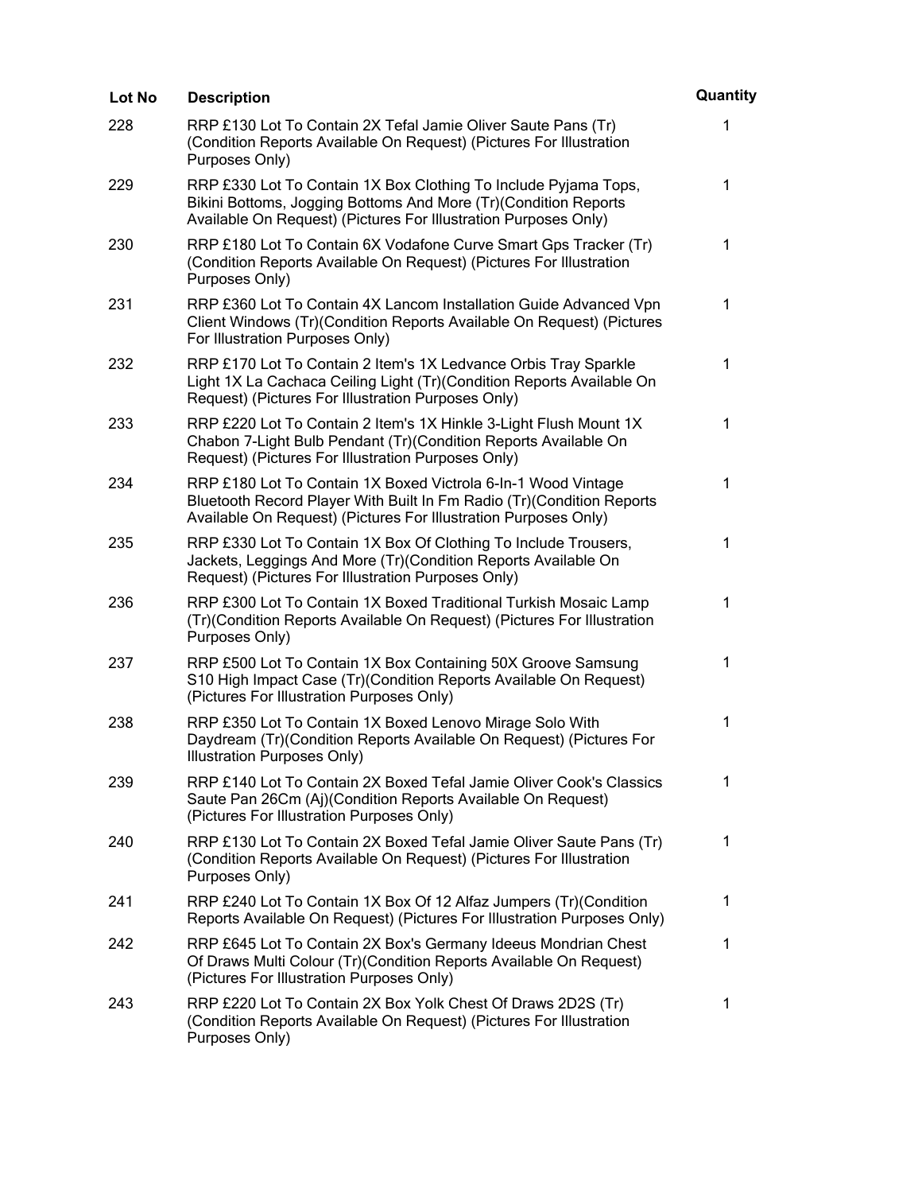| Lot No | Description | Quantity |
| --- | --- | --- |
| 228 | RRP £130 Lot To Contain 2X Tefal Jamie Oliver Saute Pans (Tr) (Condition Reports Available On Request) (Pictures For Illustration Purposes Only) | 1 |
| 229 | RRP £330 Lot To Contain 1X Box Clothing To Include Pyjama Tops, Bikini Bottoms, Jogging Bottoms And More (Tr)(Condition Reports Available On Request) (Pictures For Illustration Purposes Only) | 1 |
| 230 | RRP £180 Lot To Contain 6X Vodafone Curve Smart Gps Tracker (Tr) (Condition Reports Available On Request) (Pictures For Illustration Purposes Only) | 1 |
| 231 | RRP £360 Lot To Contain 4X Lancom Installation Guide Advanced Vpn Client Windows (Tr)(Condition Reports Available On Request) (Pictures For Illustration Purposes Only) | 1 |
| 232 | RRP £170 Lot To Contain 2 Item's 1X Ledvance Orbis Tray Sparkle Light 1X La Cachaca Ceiling Light (Tr)(Condition Reports Available On Request) (Pictures For Illustration Purposes Only) | 1 |
| 233 | RRP £220 Lot To Contain 2 Item's 1X Hinkle 3-Light Flush Mount 1X Chabon 7-Light Bulb Pendant (Tr)(Condition Reports Available On Request) (Pictures For Illustration Purposes Only) | 1 |
| 234 | RRP £180 Lot To Contain 1X Boxed Victrola 6-In-1 Wood Vintage Bluetooth Record Player With Built In Fm Radio (Tr)(Condition Reports Available On Request) (Pictures For Illustration Purposes Only) | 1 |
| 235 | RRP £330 Lot To Contain 1X Box Of Clothing To Include Trousers, Jackets, Leggings And More (Tr)(Condition Reports Available On Request) (Pictures For Illustration Purposes Only) | 1 |
| 236 | RRP £300 Lot To Contain 1X Boxed Traditional Turkish Mosaic Lamp (Tr)(Condition Reports Available On Request) (Pictures For Illustration Purposes Only) | 1 |
| 237 | RRP £500 Lot To Contain 1X Box Containing 50X Groove Samsung S10 High Impact Case (Tr)(Condition Reports Available On Request) (Pictures For Illustration Purposes Only) | 1 |
| 238 | RRP £350 Lot To Contain 1X Boxed Lenovo Mirage Solo With Daydream (Tr)(Condition Reports Available On Request) (Pictures For Illustration Purposes Only) | 1 |
| 239 | RRP £140 Lot To Contain 2X Boxed Tefal Jamie Oliver Cook's Classics Saute Pan 26Cm (Aj)(Condition Reports Available On Request) (Pictures For Illustration Purposes Only) | 1 |
| 240 | RRP £130 Lot To Contain 2X Boxed Tefal Jamie Oliver Saute Pans (Tr) (Condition Reports Available On Request) (Pictures For Illustration Purposes Only) | 1 |
| 241 | RRP £240 Lot To Contain 1X Box Of 12 Alfaz Jumpers (Tr)(Condition Reports Available On Request) (Pictures For Illustration Purposes Only) | 1 |
| 242 | RRP £645 Lot To Contain 2X Box's Germany Ideeus Mondrian Chest Of Draws Multi Colour (Tr)(Condition Reports Available On Request) (Pictures For Illustration Purposes Only) | 1 |
| 243 | RRP £220 Lot To Contain 2X Box Yolk Chest Of Draws 2D2S (Tr) (Condition Reports Available On Request) (Pictures For Illustration Purposes Only) | 1 |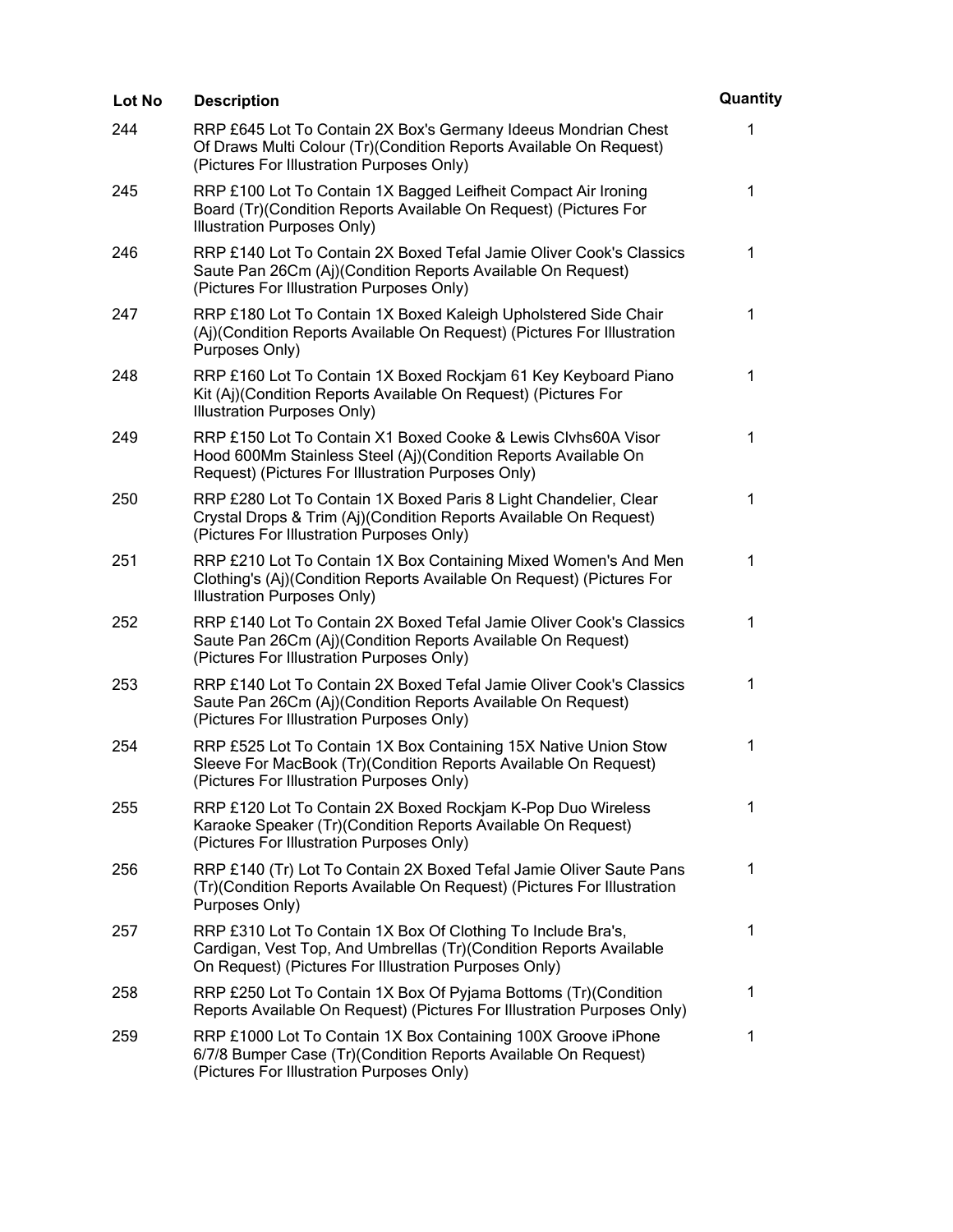| Lot No | Description | Quantity |
| --- | --- | --- |
| 244 | RRP £645 Lot To Contain 2X Box's Germany Ideeus Mondrian Chest Of Draws Multi Colour (Tr)(Condition Reports Available On Request) (Pictures For Illustration Purposes Only) | 1 |
| 245 | RRP £100 Lot To Contain 1X Bagged Leifheit Compact Air Ironing Board (Tr)(Condition Reports Available On Request) (Pictures For Illustration Purposes Only) | 1 |
| 246 | RRP £140 Lot To Contain 2X Boxed Tefal Jamie Oliver Cook's Classics Saute Pan 26Cm (Aj)(Condition Reports Available On Request) (Pictures For Illustration Purposes Only) | 1 |
| 247 | RRP £180 Lot To Contain 1X Boxed Kaleigh Upholstered Side Chair (Aj)(Condition Reports Available On Request) (Pictures For Illustration Purposes Only) | 1 |
| 248 | RRP £160 Lot To Contain 1X Boxed Rockjam 61 Key Keyboard Piano Kit (Aj)(Condition Reports Available On Request) (Pictures For Illustration Purposes Only) | 1 |
| 249 | RRP £150 Lot To Contain X1 Boxed Cooke & Lewis Clvhs60A Visor Hood 600Mm Stainless Steel (Aj)(Condition Reports Available On Request) (Pictures For Illustration Purposes Only) | 1 |
| 250 | RRP £280 Lot To Contain 1X Boxed Paris 8 Light Chandelier, Clear Crystal Drops & Trim (Aj)(Condition Reports Available On Request) (Pictures For Illustration Purposes Only) | 1 |
| 251 | RRP £210 Lot To Contain 1X Box Containing Mixed Women's And Men Clothing's (Aj)(Condition Reports Available On Request) (Pictures For Illustration Purposes Only) | 1 |
| 252 | RRP £140 Lot To Contain 2X Boxed Tefal Jamie Oliver Cook's Classics Saute Pan 26Cm (Aj)(Condition Reports Available On Request) (Pictures For Illustration Purposes Only) | 1 |
| 253 | RRP £140 Lot To Contain 2X Boxed Tefal Jamie Oliver Cook's Classics Saute Pan 26Cm (Aj)(Condition Reports Available On Request) (Pictures For Illustration Purposes Only) | 1 |
| 254 | RRP £525 Lot To Contain 1X Box Containing 15X Native Union Stow Sleeve For MacBook (Tr)(Condition Reports Available On Request) (Pictures For Illustration Purposes Only) | 1 |
| 255 | RRP £120 Lot To Contain 2X Boxed Rockjam K-Pop Duo Wireless Karaoke Speaker (Tr)(Condition Reports Available On Request) (Pictures For Illustration Purposes Only) | 1 |
| 256 | RRP £140 (Tr) Lot To Contain 2X Boxed Tefal Jamie Oliver Saute Pans (Tr)(Condition Reports Available On Request) (Pictures For Illustration Purposes Only) | 1 |
| 257 | RRP £310 Lot To Contain 1X Box Of Clothing To Include Bra's, Cardigan, Vest Top, And Umbrellas (Tr)(Condition Reports Available On Request) (Pictures For Illustration Purposes Only) | 1 |
| 258 | RRP £250 Lot To Contain 1X Box Of Pyjama Bottoms (Tr)(Condition Reports Available On Request) (Pictures For Illustration Purposes Only) | 1 |
| 259 | RRP £1000 Lot To Contain 1X Box Containing 100X Groove iPhone 6/7/8 Bumper Case (Tr)(Condition Reports Available On Request) (Pictures For Illustration Purposes Only) | 1 |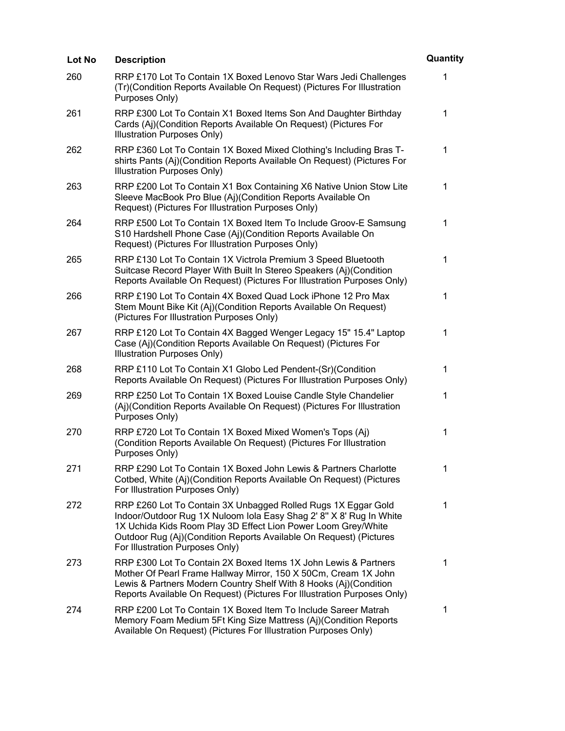| Lot No | Description | Quantity |
| --- | --- | --- |
| 260 | RRP £170 Lot To Contain 1X Boxed Lenovo Star Wars Jedi Challenges (Tr)(Condition Reports Available On Request) (Pictures For Illustration Purposes Only) | 1 |
| 261 | RRP £300 Lot To Contain X1 Boxed Items Son And Daughter Birthday Cards (Aj)(Condition Reports Available On Request) (Pictures For Illustration Purposes Only) | 1 |
| 262 | RRP £360 Lot To Contain 1X Boxed Mixed Clothing's Including Bras T-shirts Pants (Aj)(Condition Reports Available On Request) (Pictures For Illustration Purposes Only) | 1 |
| 263 | RRP £200 Lot To Contain X1 Box Containing X6 Native Union Stow Lite Sleeve MacBook Pro Blue (Aj)(Condition Reports Available On Request) (Pictures For Illustration Purposes Only) | 1 |
| 264 | RRP £500 Lot To Contain 1X Boxed Item To Include Groov-E Samsung S10 Hardshell Phone Case (Aj)(Condition Reports Available On Request) (Pictures For Illustration Purposes Only) | 1 |
| 265 | RRP £130 Lot To Contain 1X Victrola Premium 3 Speed Bluetooth Suitcase Record Player With Built In Stereo Speakers (Aj)(Condition Reports Available On Request) (Pictures For Illustration Purposes Only) | 1 |
| 266 | RRP £190 Lot To Contain 4X Boxed Quad Lock iPhone 12 Pro Max Stem Mount Bike Kit (Aj)(Condition Reports Available On Request) (Pictures For Illustration Purposes Only) | 1 |
| 267 | RRP £120 Lot To Contain 4X Bagged Wenger Legacy 15" 15.4" Laptop Case (Aj)(Condition Reports Available On Request) (Pictures For Illustration Purposes Only) | 1 |
| 268 | RRP £110 Lot To Contain X1 Globo Led Pendent-(Sr)(Condition Reports Available On Request) (Pictures For Illustration Purposes Only) | 1 |
| 269 | RRP £250 Lot To Contain 1X Boxed Louise Candle Style Chandelier (Aj)(Condition Reports Available On Request) (Pictures For Illustration Purposes Only) | 1 |
| 270 | RRP £720 Lot To Contain 1X Boxed Mixed Women's Tops (Aj)(Condition Reports Available On Request) (Pictures For Illustration Purposes Only) | 1 |
| 271 | RRP £290 Lot To Contain 1X Boxed John Lewis & Partners Charlotte Cotbed, White (Aj)(Condition Reports Available On Request) (Pictures For Illustration Purposes Only) | 1 |
| 272 | RRP £260 Lot To Contain 3X Unbagged Rolled Rugs 1X Eggar Gold Indoor/Outdoor Rug 1X Nuloom Iola Easy Shag 2' 8" X 8' Rug In White 1X Uchida Kids Room Play 3D Effect Lion Power Loom Grey/White Outdoor Rug (Aj)(Condition Reports Available On Request) (Pictures For Illustration Purposes Only) | 1 |
| 273 | RRP £300 Lot To Contain 2X Boxed Items 1X John Lewis & Partners Mother Of Pearl Frame Hallway Mirror, 150 X 50Cm, Cream 1X John Lewis & Partners Modern Country Shelf With 8 Hooks (Aj)(Condition Reports Available On Request) (Pictures For Illustration Purposes Only) | 1 |
| 274 | RRP £200 Lot To Contain 1X Boxed Item To Include Sareer Matrah Memory Foam Medium 5Ft King Size Mattress (Aj)(Condition Reports Available On Request) (Pictures For Illustration Purposes Only) | 1 |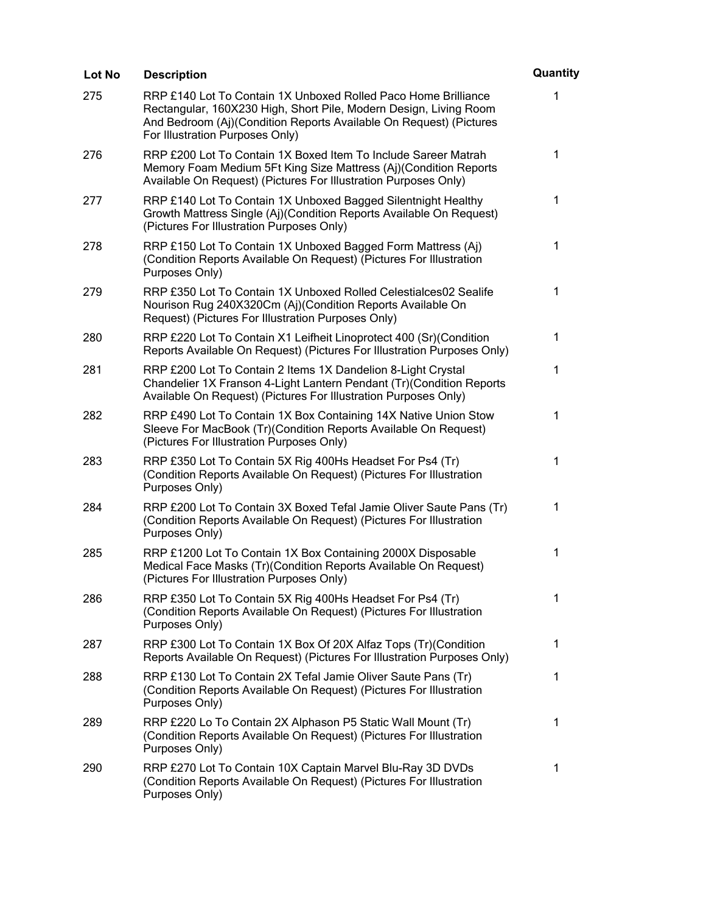| Lot No | Description | Quantity |
| --- | --- | --- |
| 275 | RRP £140 Lot To Contain 1X Unboxed Rolled Paco Home Brilliance Rectangular, 160X230 High, Short Pile, Modern Design, Living Room And Bedroom (Aj)(Condition Reports Available On Request) (Pictures For Illustration Purposes Only) | 1 |
| 276 | RRP £200 Lot To Contain 1X Boxed Item To Include Sareer Matrah Memory Foam Medium 5Ft King Size Mattress (Aj)(Condition Reports Available On Request) (Pictures For Illustration Purposes Only) | 1 |
| 277 | RRP £140 Lot To Contain 1X Unboxed Bagged Silentnight Healthy Growth Mattress Single (Aj)(Condition Reports Available On Request) (Pictures For Illustration Purposes Only) | 1 |
| 278 | RRP £150 Lot To Contain 1X Unboxed Bagged Form Mattress (Aj) (Condition Reports Available On Request) (Pictures For Illustration Purposes Only) | 1 |
| 279 | RRP £350 Lot To Contain 1X Unboxed Rolled Celestialces02 Sealife Nourison Rug 240X320Cm (Aj)(Condition Reports Available On Request) (Pictures For Illustration Purposes Only) | 1 |
| 280 | RRP £220 Lot To Contain X1 Leifheit Linoprotect 400 (Sr)(Condition Reports Available On Request) (Pictures For Illustration Purposes Only) | 1 |
| 281 | RRP £200 Lot To Contain 2 Items 1X Dandelion 8-Light Crystal Chandelier 1X Franson 4-Light Lantern Pendant (Tr)(Condition Reports Available On Request) (Pictures For Illustration Purposes Only) | 1 |
| 282 | RRP £490 Lot To Contain 1X Box Containing 14X Native Union Stow Sleeve For MacBook (Tr)(Condition Reports Available On Request) (Pictures For Illustration Purposes Only) | 1 |
| 283 | RRP £350 Lot To Contain 5X Rig 400Hs Headset For Ps4 (Tr) (Condition Reports Available On Request) (Pictures For Illustration Purposes Only) | 1 |
| 284 | RRP £200 Lot To Contain 3X Boxed Tefal Jamie Oliver Saute Pans (Tr) (Condition Reports Available On Request) (Pictures For Illustration Purposes Only) | 1 |
| 285 | RRP £1200 Lot To Contain 1X Box Containing 2000X Disposable Medical Face Masks (Tr)(Condition Reports Available On Request) (Pictures For Illustration Purposes Only) | 1 |
| 286 | RRP £350 Lot To Contain 5X Rig 400Hs Headset For Ps4 (Tr) (Condition Reports Available On Request) (Pictures For Illustration Purposes Only) | 1 |
| 287 | RRP £300 Lot To Contain 1X Box Of 20X Alfaz Tops (Tr)(Condition Reports Available On Request) (Pictures For Illustration Purposes Only) | 1 |
| 288 | RRP £130 Lot To Contain 2X Tefal Jamie Oliver Saute Pans (Tr) (Condition Reports Available On Request) (Pictures For Illustration Purposes Only) | 1 |
| 289 | RRP £220 Lo To Contain 2X Alphason P5 Static Wall Mount (Tr) (Condition Reports Available On Request) (Pictures For Illustration Purposes Only) | 1 |
| 290 | RRP £270 Lot To Contain 10X Captain Marvel Blu-Ray 3D DVDs (Condition Reports Available On Request) (Pictures For Illustration Purposes Only) | 1 |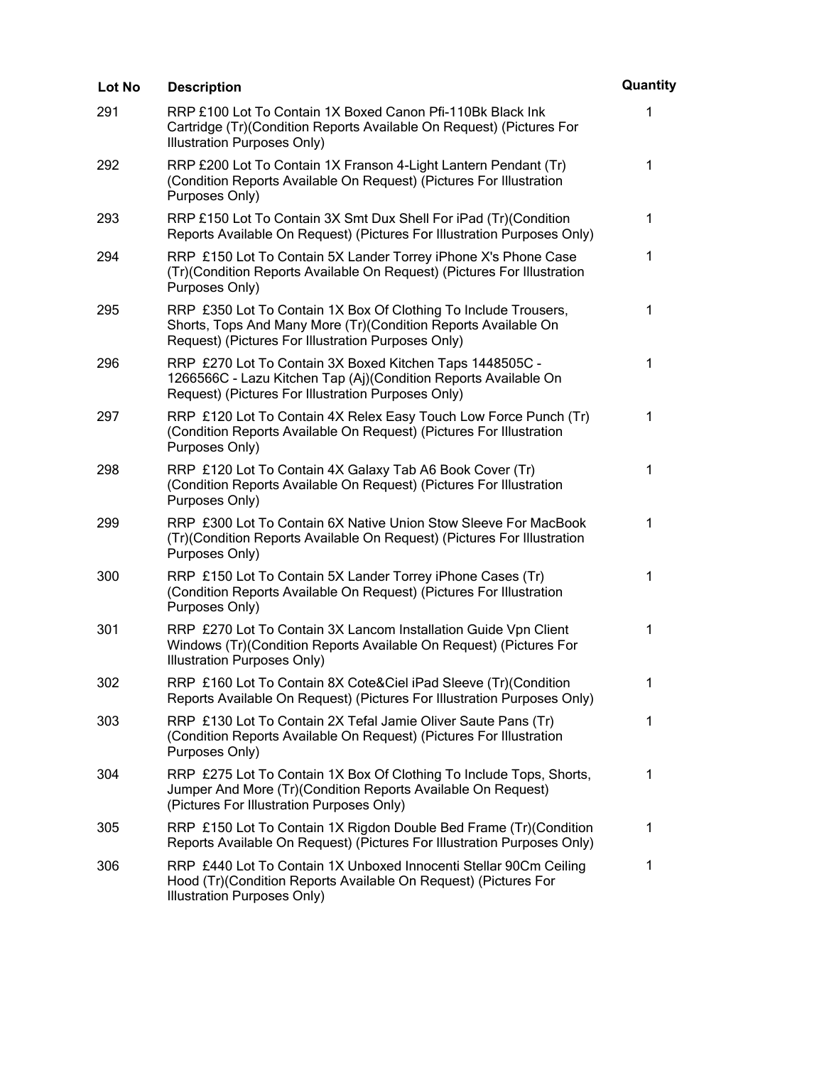| Lot No | Description | Quantity |
| --- | --- | --- |
| 291 | RRP £100 Lot To Contain 1X Boxed Canon Pfi-110Bk Black Ink Cartridge (Tr)(Condition Reports Available On Request) (Pictures For Illustration Purposes Only) | 1 |
| 292 | RRP £200 Lot To Contain 1X Franson 4-Light Lantern Pendant (Tr)(Condition Reports Available On Request) (Pictures For Illustration Purposes Only) | 1 |
| 293 | RRP £150 Lot To Contain 3X Smt Dux Shell For iPad (Tr)(Condition Reports Available On Request) (Pictures For Illustration Purposes Only) | 1 |
| 294 | RRP £150 Lot To Contain 5X Lander Torrey iPhone X's Phone Case (Tr)(Condition Reports Available On Request) (Pictures For Illustration Purposes Only) | 1 |
| 295 | RRP £350 Lot To Contain 1X Box Of Clothing To Include Trousers, Shorts, Tops And Many More (Tr)(Condition Reports Available On Request) (Pictures For Illustration Purposes Only) | 1 |
| 296 | RRP £270 Lot To Contain 3X Boxed Kitchen Taps 1448505C - 1266566C - Lazu Kitchen Tap (Aj)(Condition Reports Available On Request) (Pictures For Illustration Purposes Only) | 1 |
| 297 | RRP £120 Lot To Contain 4X Relex Easy Touch Low Force Punch (Tr)(Condition Reports Available On Request) (Pictures For Illustration Purposes Only) | 1 |
| 298 | RRP £120 Lot To Contain 4X Galaxy Tab A6 Book Cover (Tr)(Condition Reports Available On Request) (Pictures For Illustration Purposes Only) | 1 |
| 299 | RRP £300 Lot To Contain 6X Native Union Stow Sleeve For MacBook (Tr)(Condition Reports Available On Request) (Pictures For Illustration Purposes Only) | 1 |
| 300 | RRP £150 Lot To Contain 5X Lander Torrey iPhone Cases (Tr)(Condition Reports Available On Request) (Pictures For Illustration Purposes Only) | 1 |
| 301 | RRP £270 Lot To Contain 3X Lancom Installation Guide Vpn Client Windows (Tr)(Condition Reports Available On Request) (Pictures For Illustration Purposes Only) | 1 |
| 302 | RRP £160 Lot To Contain 8X Cote&Ciel iPad Sleeve (Tr)(Condition Reports Available On Request) (Pictures For Illustration Purposes Only) | 1 |
| 303 | RRP £130 Lot To Contain 2X Tefal Jamie Oliver Saute Pans (Tr)(Condition Reports Available On Request) (Pictures For Illustration Purposes Only) | 1 |
| 304 | RRP £275 Lot To Contain 1X Box Of Clothing To Include Tops, Shorts, Jumper And More (Tr)(Condition Reports Available On Request) (Pictures For Illustration Purposes Only) | 1 |
| 305 | RRP £150 Lot To Contain 1X Rigdon Double Bed Frame (Tr)(Condition Reports Available On Request) (Pictures For Illustration Purposes Only) | 1 |
| 306 | RRP £440 Lot To Contain 1X Unboxed Innocenti Stellar 90Cm Ceiling Hood (Tr)(Condition Reports Available On Request) (Pictures For Illustration Purposes Only) | 1 |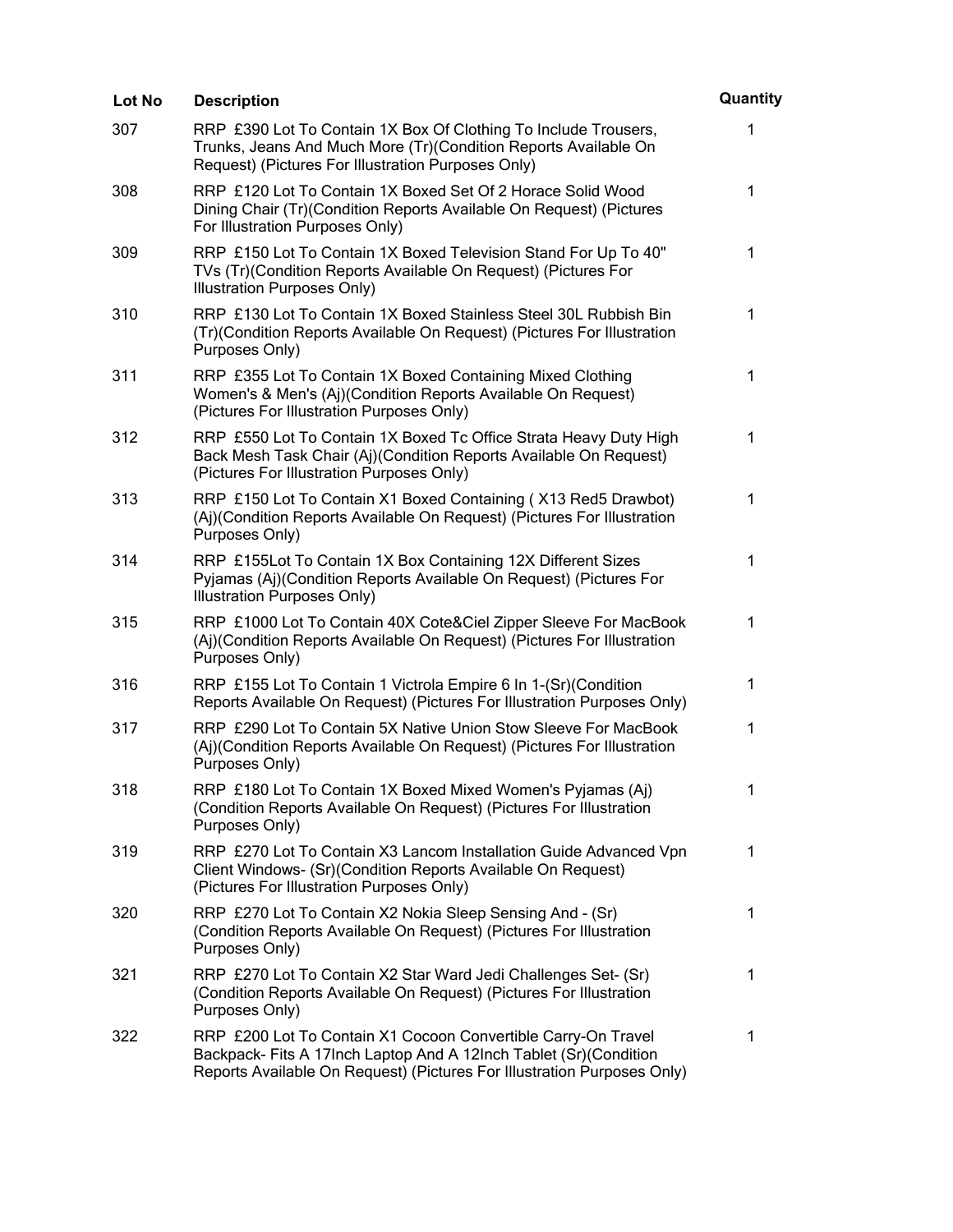| Lot No | Description | Quantity |
| --- | --- | --- |
| 307 | RRP £390 Lot To Contain 1X Box Of Clothing To Include Trousers, Trunks, Jeans And Much More (Tr)(Condition Reports Available On Request) (Pictures For Illustration Purposes Only) | 1 |
| 308 | RRP £120 Lot To Contain 1X Boxed Set Of 2 Horace Solid Wood Dining Chair (Tr)(Condition Reports Available On Request) (Pictures For Illustration Purposes Only) | 1 |
| 309 | RRP £150 Lot To Contain 1X Boxed Television Stand For Up To 40" TVs (Tr)(Condition Reports Available On Request) (Pictures For Illustration Purposes Only) | 1 |
| 310 | RRP £130 Lot To Contain 1X Boxed Stainless Steel 30L Rubbish Bin (Tr)(Condition Reports Available On Request) (Pictures For Illustration Purposes Only) | 1 |
| 311 | RRP £355 Lot To Contain 1X Boxed Containing Mixed Clothing Women's & Men's (Aj)(Condition Reports Available On Request) (Pictures For Illustration Purposes Only) | 1 |
| 312 | RRP £550 Lot To Contain 1X Boxed Tc Office Strata Heavy Duty High Back Mesh Task Chair (Aj)(Condition Reports Available On Request) (Pictures For Illustration Purposes Only) | 1 |
| 313 | RRP £150 Lot To Contain X1 Boxed Containing ( X13 Red5 Drawbot) (Aj)(Condition Reports Available On Request) (Pictures For Illustration Purposes Only) | 1 |
| 314 | RRP £155Lot To Contain 1X Box Containing 12X Different Sizes Pyjamas (Aj)(Condition Reports Available On Request) (Pictures For Illustration Purposes Only) | 1 |
| 315 | RRP £1000 Lot To Contain 40X Cote&Ciel Zipper Sleeve For MacBook (Aj)(Condition Reports Available On Request) (Pictures For Illustration Purposes Only) | 1 |
| 316 | RRP £155 Lot To Contain 1 Victrola Empire 6 In 1-(Sr)(Condition Reports Available On Request) (Pictures For Illustration Purposes Only) | 1 |
| 317 | RRP £290 Lot To Contain 5X Native Union Stow Sleeve For MacBook (Aj)(Condition Reports Available On Request) (Pictures For Illustration Purposes Only) | 1 |
| 318 | RRP £180 Lot To Contain 1X Boxed Mixed Women's Pyjamas (Aj) (Condition Reports Available On Request) (Pictures For Illustration Purposes Only) | 1 |
| 319 | RRP £270 Lot To Contain X3 Lancom Installation Guide Advanced Vpn Client Windows- (Sr)(Condition Reports Available On Request) (Pictures For Illustration Purposes Only) | 1 |
| 320 | RRP £270 Lot To Contain X2 Nokia Sleep Sensing And - (Sr) (Condition Reports Available On Request) (Pictures For Illustration Purposes Only) | 1 |
| 321 | RRP £270 Lot To Contain X2 Star Ward Jedi Challenges Set- (Sr) (Condition Reports Available On Request) (Pictures For Illustration Purposes Only) | 1 |
| 322 | RRP £200 Lot To Contain X1 Cocoon Convertible Carry-On Travel Backpack- Fits A 17Inch Laptop And A 12Inch Tablet (Sr)(Condition Reports Available On Request) (Pictures For Illustration Purposes Only) | 1 |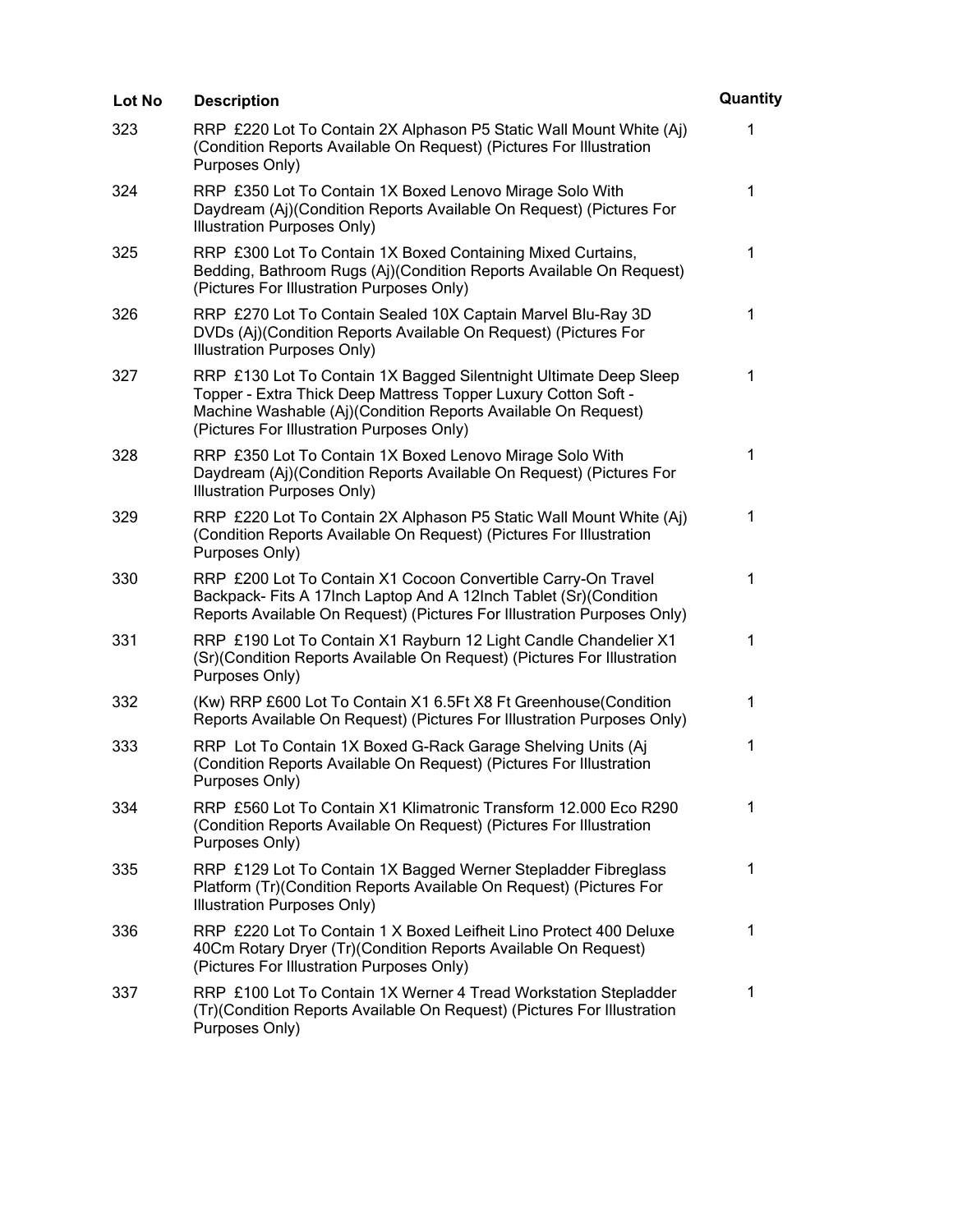| Lot No | Description | Quantity |
|---|---|---|
| 323 | RRP £220 Lot To Contain 2X Alphason P5 Static Wall Mount White (Aj) (Condition Reports Available On Request) (Pictures For Illustration Purposes Only) | 1 |
| 324 | RRP £350 Lot To Contain 1X Boxed Lenovo Mirage Solo With Daydream (Aj)(Condition Reports Available On Request) (Pictures For Illustration Purposes Only) | 1 |
| 325 | RRP £300 Lot To Contain 1X Boxed Containing Mixed Curtains, Bedding, Bathroom Rugs (Aj)(Condition Reports Available On Request) (Pictures For Illustration Purposes Only) | 1 |
| 326 | RRP £270 Lot To Contain Sealed 10X Captain Marvel Blu-Ray 3D DVDs (Aj)(Condition Reports Available On Request) (Pictures For Illustration Purposes Only) | 1 |
| 327 | RRP £130 Lot To Contain 1X Bagged Silentnight Ultimate Deep Sleep Topper - Extra Thick Deep Mattress Topper Luxury Cotton Soft - Machine Washable (Aj)(Condition Reports Available On Request) (Pictures For Illustration Purposes Only) | 1 |
| 328 | RRP £350 Lot To Contain 1X Boxed Lenovo Mirage Solo With Daydream (Aj)(Condition Reports Available On Request) (Pictures For Illustration Purposes Only) | 1 |
| 329 | RRP £220 Lot To Contain 2X Alphason P5 Static Wall Mount White (Aj) (Condition Reports Available On Request) (Pictures For Illustration Purposes Only) | 1 |
| 330 | RRP £200 Lot To Contain X1 Cocoon Convertible Carry-On Travel Backpack- Fits A 17Inch Laptop And A 12Inch Tablet (Sr)(Condition Reports Available On Request) (Pictures For Illustration Purposes Only) | 1 |
| 331 | RRP £190 Lot To Contain X1 Rayburn 12 Light Candle Chandelier X1 (Sr)(Condition Reports Available On Request) (Pictures For Illustration Purposes Only) | 1 |
| 332 | (Kw) RRP £600 Lot To Contain X1 6.5Ft X8 Ft Greenhouse(Condition Reports Available On Request) (Pictures For Illustration Purposes Only) | 1 |
| 333 | RRP Lot To Contain 1X Boxed G-Rack Garage Shelving Units (Aj (Condition Reports Available On Request) (Pictures For Illustration Purposes Only) | 1 |
| 334 | RRP £560 Lot To Contain X1 Klimatronic Transform 12.000 Eco R290 (Condition Reports Available On Request) (Pictures For Illustration Purposes Only) | 1 |
| 335 | RRP £129 Lot To Contain 1X Bagged Werner Stepladder Fibreglass Platform (Tr)(Condition Reports Available On Request) (Pictures For Illustration Purposes Only) | 1 |
| 336 | RRP £220 Lot To Contain 1 X Boxed Leifheit Lino Protect 400 Deluxe 40Cm Rotary Dryer (Tr)(Condition Reports Available On Request) (Pictures For Illustration Purposes Only) | 1 |
| 337 | RRP £100 Lot To Contain 1X Werner 4 Tread Workstation Stepladder (Tr)(Condition Reports Available On Request) (Pictures For Illustration Purposes Only) | 1 |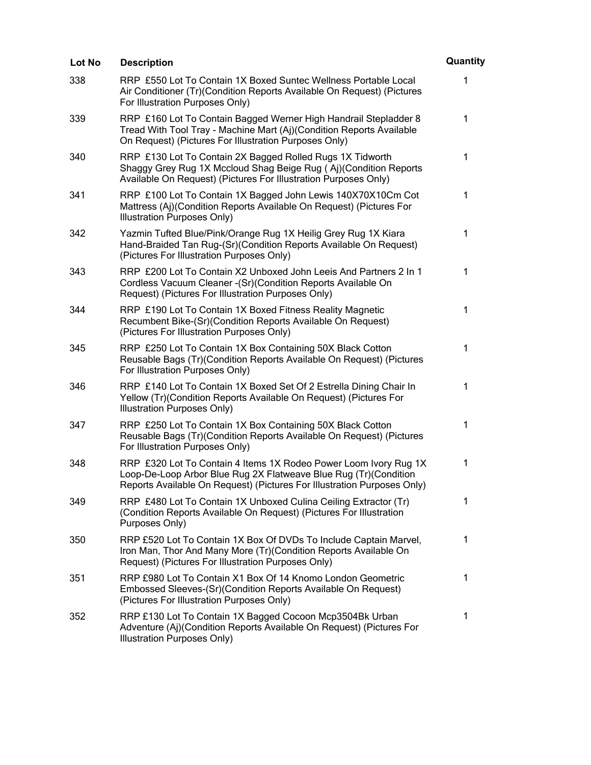| Lot No | Description | Quantity |
| --- | --- | --- |
| 338 | RRP £550 Lot To Contain 1X Boxed Suntec Wellness Portable Local Air Conditioner (Tr)(Condition Reports Available On Request) (Pictures For Illustration Purposes Only) | 1 |
| 339 | RRP £160 Lot To Contain Bagged Werner High Handrail Stepladder 8 Tread With Tool Tray - Machine Mart (Aj)(Condition Reports Available On Request) (Pictures For Illustration Purposes Only) | 1 |
| 340 | RRP £130 Lot To Contain 2X Bagged Rolled Rugs 1X Tidworth Shaggy Grey Rug 1X Mccloud Shag Beige Rug ( Aj)(Condition Reports Available On Request) (Pictures For Illustration Purposes Only) | 1 |
| 341 | RRP £100 Lot To Contain 1X Bagged John Lewis 140X70X10Cm Cot Mattress (Aj)(Condition Reports Available On Request) (Pictures For Illustration Purposes Only) | 1 |
| 342 | Yazmin Tufted Blue/Pink/Orange Rug 1X Heilig Grey Rug 1X Kiara Hand-Braided Tan Rug-(Sr)(Condition Reports Available On Request) (Pictures For Illustration Purposes Only) | 1 |
| 343 | RRP £200 Lot To Contain X2 Unboxed John Leeis And Partners 2 In 1 Cordless Vacuum Cleaner -(Sr)(Condition Reports Available On Request) (Pictures For Illustration Purposes Only) | 1 |
| 344 | RRP £190 Lot To Contain 1X Boxed Fitness Reality Magnetic Recumbent Bike-(Sr)(Condition Reports Available On Request) (Pictures For Illustration Purposes Only) | 1 |
| 345 | RRP £250 Lot To Contain 1X Box Containing 50X Black Cotton Reusable Bags (Tr)(Condition Reports Available On Request) (Pictures For Illustration Purposes Only) | 1 |
| 346 | RRP £140 Lot To Contain 1X Boxed Set Of 2 Estrella Dining Chair In Yellow (Tr)(Condition Reports Available On Request) (Pictures For Illustration Purposes Only) | 1 |
| 347 | RRP £250 Lot To Contain 1X Box Containing 50X Black Cotton Reusable Bags (Tr)(Condition Reports Available On Request) (Pictures For Illustration Purposes Only) | 1 |
| 348 | RRP £320 Lot To Contain 4 Items 1X Rodeo Power Loom Ivory Rug 1X Loop-De-Loop Arbor Blue Rug 2X Flatweave Blue Rug (Tr)(Condition Reports Available On Request) (Pictures For Illustration Purposes Only) | 1 |
| 349 | RRP £480 Lot To Contain 1X Unboxed Culina Ceiling Extractor (Tr)(Condition Reports Available On Request) (Pictures For Illustration Purposes Only) | 1 |
| 350 | RRP £520 Lot To Contain 1X Box Of DVDs To Include Captain Marvel, Iron Man, Thor And Many More (Tr)(Condition Reports Available On Request) (Pictures For Illustration Purposes Only) | 1 |
| 351 | RRP £980 Lot To Contain X1 Box Of 14 Knomo London Geometric Embossed Sleeves-(Sr)(Condition Reports Available On Request) (Pictures For Illustration Purposes Only) | 1 |
| 352 | RRP £130 Lot To Contain 1X Bagged Cocoon Mcp3504Bk Urban Adventure (Aj)(Condition Reports Available On Request) (Pictures For Illustration Purposes Only) | 1 |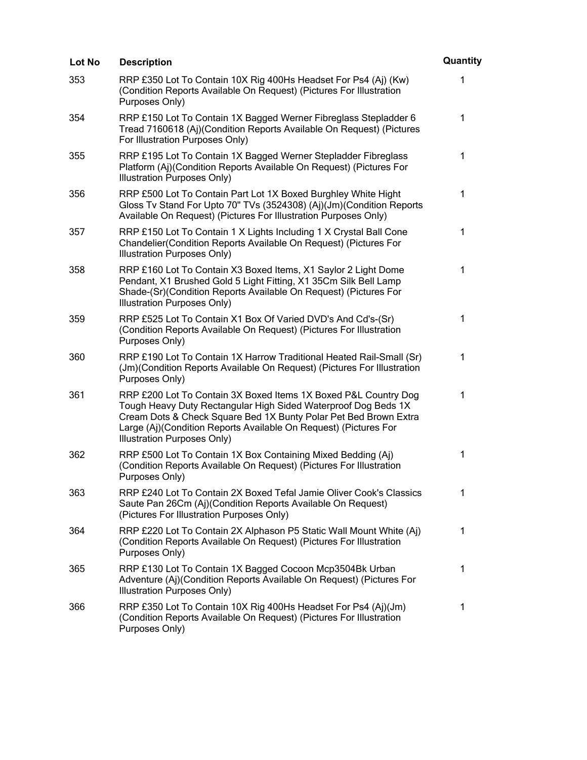| Lot No | Description | Quantity |
| --- | --- | --- |
| 353 | RRP £350 Lot To Contain 10X Rig 400Hs Headset For Ps4 (Aj) (Kw) (Condition Reports Available On Request) (Pictures For Illustration Purposes Only) | 1 |
| 354 | RRP £150 Lot To Contain 1X Bagged Werner Fibreglass Stepladder 6 Tread 7160618 (Aj)(Condition Reports Available On Request) (Pictures For Illustration Purposes Only) | 1 |
| 355 | RRP £195 Lot To Contain 1X Bagged Werner Stepladder Fibreglass Platform (Aj)(Condition Reports Available On Request) (Pictures For Illustration Purposes Only) | 1 |
| 356 | RRP £500 Lot To Contain Part Lot 1X Boxed Burghley White Hight Gloss Tv Stand For Upto 70" TVs (3524308) (Aj)(Jm)(Condition Reports Available On Request) (Pictures For Illustration Purposes Only) | 1 |
| 357 | RRP £150 Lot To Contain 1 X Lights Including 1 X Crystal Ball Cone Chandelier(Condition Reports Available On Request) (Pictures For Illustration Purposes Only) | 1 |
| 358 | RRP £160 Lot To Contain X3 Boxed Items, X1 Saylor 2 Light Dome Pendant, X1 Brushed Gold 5 Light Fitting, X1 35Cm Silk Bell Lamp Shade-(Sr)(Condition Reports Available On Request) (Pictures For Illustration Purposes Only) | 1 |
| 359 | RRP £525 Lot To Contain X1 Box Of Varied DVD's And Cd's-(Sr) (Condition Reports Available On Request) (Pictures For Illustration Purposes Only) | 1 |
| 360 | RRP £190 Lot To Contain 1X Harrow Traditional Heated Rail-Small (Sr) (Jm)(Condition Reports Available On Request) (Pictures For Illustration Purposes Only) | 1 |
| 361 | RRP £200 Lot To Contain 3X Boxed Items 1X Boxed P&L Country Dog Tough Heavy Duty Rectangular High Sided Waterproof Dog Beds 1X Cream Dots & Check Square Bed 1X Bunty Polar Pet Bed Brown Extra Large (Aj)(Condition Reports Available On Request) (Pictures For Illustration Purposes Only) | 1 |
| 362 | RRP £500 Lot To Contain 1X Box Containing Mixed Bedding (Aj) (Condition Reports Available On Request) (Pictures For Illustration Purposes Only) | 1 |
| 363 | RRP £240 Lot To Contain 2X Boxed Tefal Jamie Oliver Cook's Classics Saute Pan 26Cm (Aj)(Condition Reports Available On Request) (Pictures For Illustration Purposes Only) | 1 |
| 364 | RRP £220 Lot To Contain 2X Alphason P5 Static Wall Mount White (Aj) (Condition Reports Available On Request) (Pictures For Illustration Purposes Only) | 1 |
| 365 | RRP £130 Lot To Contain 1X Bagged Cocoon Mcp3504Bk Urban Adventure (Aj)(Condition Reports Available On Request) (Pictures For Illustration Purposes Only) | 1 |
| 366 | RRP £350 Lot To Contain 10X Rig 400Hs Headset For Ps4 (Aj)(Jm) (Condition Reports Available On Request) (Pictures For Illustration Purposes Only) | 1 |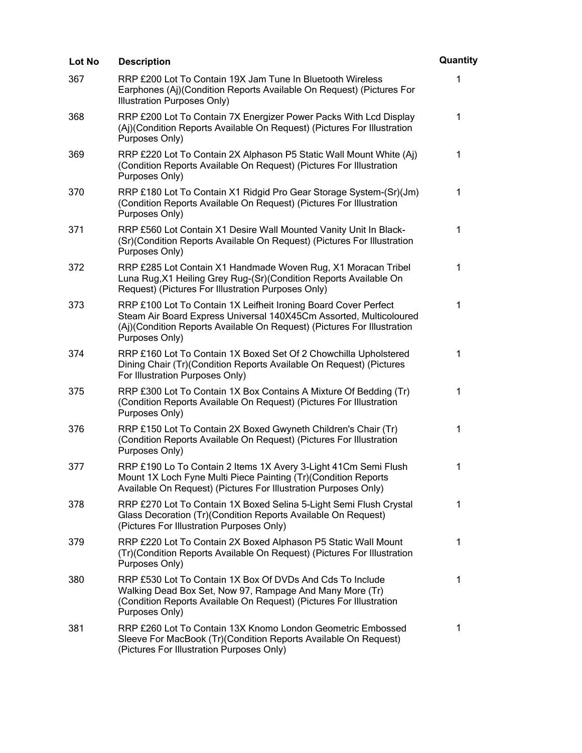| Lot No | Description | Quantity |
| --- | --- | --- |
| 367 | RRP £200 Lot To Contain 19X Jam Tune In Bluetooth Wireless Earphones (Aj)(Condition Reports Available On Request) (Pictures For Illustration Purposes Only) | 1 |
| 368 | RRP £200 Lot To Contain 7X Energizer Power Packs With Lcd Display (Aj)(Condition Reports Available On Request) (Pictures For Illustration Purposes Only) | 1 |
| 369 | RRP £220 Lot To Contain 2X Alphason P5 Static Wall Mount White (Aj) (Condition Reports Available On Request) (Pictures For Illustration Purposes Only) | 1 |
| 370 | RRP £180 Lot To Contain X1 Ridgid Pro Gear Storage System-(Sr)(Jm) (Condition Reports Available On Request) (Pictures For Illustration Purposes Only) | 1 |
| 371 | RRP £560 Lot Contain X1 Desire Wall Mounted Vanity Unit In Black-(Sr)(Condition Reports Available On Request) (Pictures For Illustration Purposes Only) | 1 |
| 372 | RRP £285 Lot Contain X1 Handmade Woven Rug, X1 Moracan Tribel Luna Rug,X1 Heiling Grey Rug-(Sr)(Condition Reports Available On Request) (Pictures For Illustration Purposes Only) | 1 |
| 373 | RRP £100 Lot To Contain 1X Leifheit Ironing Board Cover Perfect Steam Air Board Express Universal 140X45Cm Assorted, Multicoloured (Aj)(Condition Reports Available On Request) (Pictures For Illustration Purposes Only) | 1 |
| 374 | RRP £160 Lot To Contain 1X Boxed Set Of 2 Chowchilla Upholstered Dining Chair (Tr)(Condition Reports Available On Request) (Pictures For Illustration Purposes Only) | 1 |
| 375 | RRP £300 Lot To Contain 1X Box Contains A Mixture Of Bedding (Tr) (Condition Reports Available On Request) (Pictures For Illustration Purposes Only) | 1 |
| 376 | RRP £150 Lot To Contain 2X Boxed Gwyneth Children's Chair (Tr) (Condition Reports Available On Request) (Pictures For Illustration Purposes Only) | 1 |
| 377 | RRP £190 Lo To Contain 2 Items 1X Avery 3-Light 41Cm Semi Flush Mount 1X Loch Fyne Multi Piece Painting (Tr)(Condition Reports Available On Request) (Pictures For Illustration Purposes Only) | 1 |
| 378 | RRP £270 Lot To Contain 1X Boxed Selina 5-Light Semi Flush Crystal Glass Decoration (Tr)(Condition Reports Available On Request) (Pictures For Illustration Purposes Only) | 1 |
| 379 | RRP £220 Lot To Contain 2X Boxed Alphason P5 Static Wall Mount (Tr)(Condition Reports Available On Request) (Pictures For Illustration Purposes Only) | 1 |
| 380 | RRP £530 Lot To Contain 1X Box Of DVDs And Cds To Include Walking Dead Box Set, Now 97, Rampage And Many More (Tr) (Condition Reports Available On Request) (Pictures For Illustration Purposes Only) | 1 |
| 381 | RRP £260 Lot To Contain 13X Knomo London Geometric Embossed Sleeve For MacBook (Tr)(Condition Reports Available On Request) (Pictures For Illustration Purposes Only) | 1 |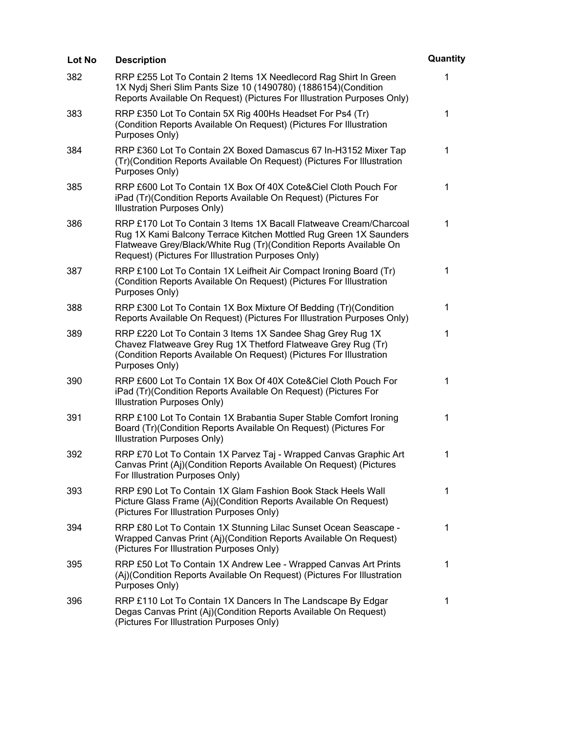| Lot No | Description | Quantity |
| --- | --- | --- |
| 382 | RRP £255 Lot To Contain 2 Items 1X Needlecord Rag Shirt In Green 1X Nydj Sheri Slim Pants Size 10 (1490780) (1886154)(Condition Reports Available On Request) (Pictures For Illustration Purposes Only) | 1 |
| 383 | RRP £350 Lot To Contain 5X Rig 400Hs Headset For Ps4 (Tr) (Condition Reports Available On Request) (Pictures For Illustration Purposes Only) | 1 |
| 384 | RRP £360 Lot To Contain 2X Boxed Damascus 67 In-H3152 Mixer Tap (Tr)(Condition Reports Available On Request) (Pictures For Illustration Purposes Only) | 1 |
| 385 | RRP £600 Lot To Contain 1X Box Of 40X Cote&Ciel Cloth Pouch For iPad (Tr)(Condition Reports Available On Request) (Pictures For Illustration Purposes Only) | 1 |
| 386 | RRP £170 Lot To Contain 3 Items 1X Bacall Flatweave Cream/Charcoal Rug 1X Kami Balcony Terrace Kitchen Mottled Rug Green 1X Saunders Flatweave Grey/Black/White Rug (Tr)(Condition Reports Available On Request) (Pictures For Illustration Purposes Only) | 1 |
| 387 | RRP £100 Lot To Contain 1X Leifheit Air Compact Ironing Board (Tr) (Condition Reports Available On Request) (Pictures For Illustration Purposes Only) | 1 |
| 388 | RRP £300 Lot To Contain 1X Box Mixture Of Bedding (Tr)(Condition Reports Available On Request) (Pictures For Illustration Purposes Only) | 1 |
| 389 | RRP £220 Lot To Contain 3 Items 1X Sandee Shag Grey Rug 1X Chavez Flatweave Grey Rug 1X Thetford Flatweave Grey Rug (Tr) (Condition Reports Available On Request) (Pictures For Illustration Purposes Only) | 1 |
| 390 | RRP £600 Lot To Contain 1X Box Of 40X Cote&Ciel Cloth Pouch For iPad (Tr)(Condition Reports Available On Request) (Pictures For Illustration Purposes Only) | 1 |
| 391 | RRP £100 Lot To Contain 1X Brabantia Super Stable Comfort Ironing Board (Tr)(Condition Reports Available On Request) (Pictures For Illustration Purposes Only) | 1 |
| 392 | RRP £70 Lot To Contain 1X Parvez Taj - Wrapped Canvas Graphic Art Canvas Print (Aj)(Condition Reports Available On Request) (Pictures For Illustration Purposes Only) | 1 |
| 393 | RRP £90 Lot To Contain 1X Glam Fashion Book Stack Heels Wall Picture Glass Frame (Aj)(Condition Reports Available On Request) (Pictures For Illustration Purposes Only) | 1 |
| 394 | RRP £80 Lot To Contain 1X Stunning Lilac Sunset Ocean Seascape - Wrapped Canvas Print (Aj)(Condition Reports Available On Request) (Pictures For Illustration Purposes Only) | 1 |
| 395 | RRP £50 Lot To Contain 1X Andrew Lee - Wrapped Canvas Art Prints (Aj)(Condition Reports Available On Request) (Pictures For Illustration Purposes Only) | 1 |
| 396 | RRP £110 Lot To Contain 1X Dancers In The Landscape By Edgar Degas Canvas Print (Aj)(Condition Reports Available On Request) (Pictures For Illustration Purposes Only) | 1 |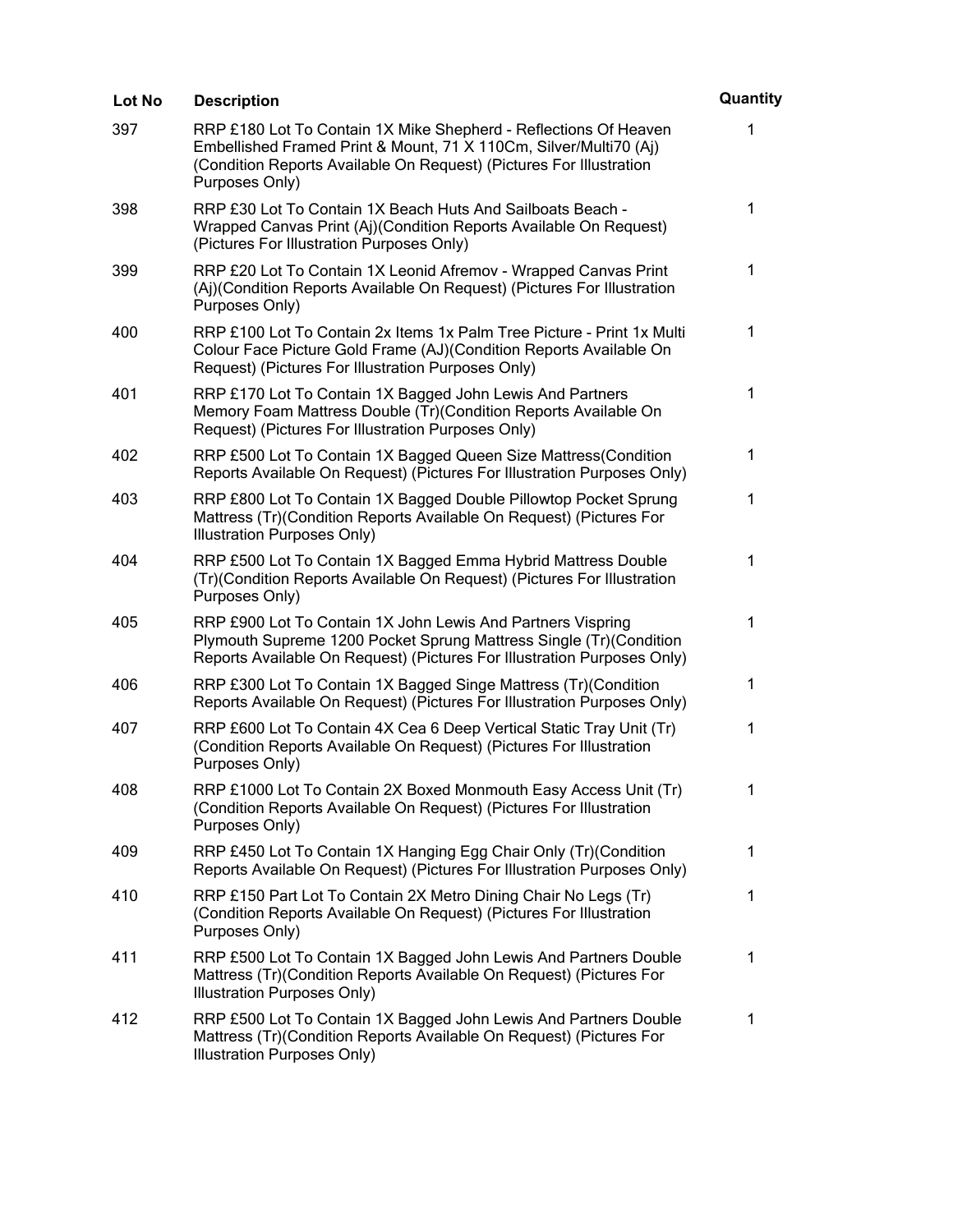| Lot No | Description | Quantity |
| --- | --- | --- |
| 397 | RRP £180 Lot To Contain 1X Mike Shepherd - Reflections Of Heaven Embellished Framed Print & Mount, 71 X 110Cm, Silver/Multi70 (Aj) (Condition Reports Available On Request) (Pictures For Illustration Purposes Only) | 1 |
| 398 | RRP £30 Lot To Contain 1X Beach Huts And Sailboats Beach - Wrapped Canvas Print (Aj)(Condition Reports Available On Request) (Pictures For Illustration Purposes Only) | 1 |
| 399 | RRP £20 Lot To Contain 1X Leonid Afremov - Wrapped Canvas Print (Aj)(Condition Reports Available On Request) (Pictures For Illustration Purposes Only) | 1 |
| 400 | RRP £100 Lot To Contain 2x Items 1x Palm Tree Picture - Print 1x Multi Colour Face Picture Gold Frame (AJ)(Condition Reports Available On Request) (Pictures For Illustration Purposes Only) | 1 |
| 401 | RRP £170 Lot To Contain 1X Bagged John Lewis And Partners Memory Foam Mattress Double (Tr)(Condition Reports Available On Request) (Pictures For Illustration Purposes Only) | 1 |
| 402 | RRP £500 Lot To Contain 1X Bagged Queen Size Mattress(Condition Reports Available On Request) (Pictures For Illustration Purposes Only) | 1 |
| 403 | RRP £800 Lot To Contain 1X Bagged Double Pillowtop Pocket Sprung Mattress (Tr)(Condition Reports Available On Request) (Pictures For Illustration Purposes Only) | 1 |
| 404 | RRP £500 Lot To Contain 1X Bagged Emma Hybrid Mattress Double (Tr)(Condition Reports Available On Request) (Pictures For Illustration Purposes Only) | 1 |
| 405 | RRP £900 Lot To Contain 1X John Lewis And Partners Vispring Plymouth Supreme 1200 Pocket Sprung Mattress Single (Tr)(Condition Reports Available On Request) (Pictures For Illustration Purposes Only) | 1 |
| 406 | RRP £300 Lot To Contain 1X Bagged Singe Mattress (Tr)(Condition Reports Available On Request) (Pictures For Illustration Purposes Only) | 1 |
| 407 | RRP £600 Lot To Contain 4X Cea 6 Deep Vertical Static Tray Unit (Tr) (Condition Reports Available On Request) (Pictures For Illustration Purposes Only) | 1 |
| 408 | RRP £1000 Lot To Contain 2X Boxed Monmouth Easy Access Unit (Tr) (Condition Reports Available On Request) (Pictures For Illustration Purposes Only) | 1 |
| 409 | RRP £450 Lot To Contain 1X Hanging Egg Chair Only (Tr)(Condition Reports Available On Request) (Pictures For Illustration Purposes Only) | 1 |
| 410 | RRP £150 Part Lot To Contain 2X Metro Dining Chair No Legs (Tr) (Condition Reports Available On Request) (Pictures For Illustration Purposes Only) | 1 |
| 411 | RRP £500 Lot To Contain 1X Bagged John Lewis And Partners Double Mattress (Tr)(Condition Reports Available On Request) (Pictures For Illustration Purposes Only) | 1 |
| 412 | RRP £500 Lot To Contain 1X Bagged John Lewis And Partners Double Mattress (Tr)(Condition Reports Available On Request) (Pictures For Illustration Purposes Only) | 1 |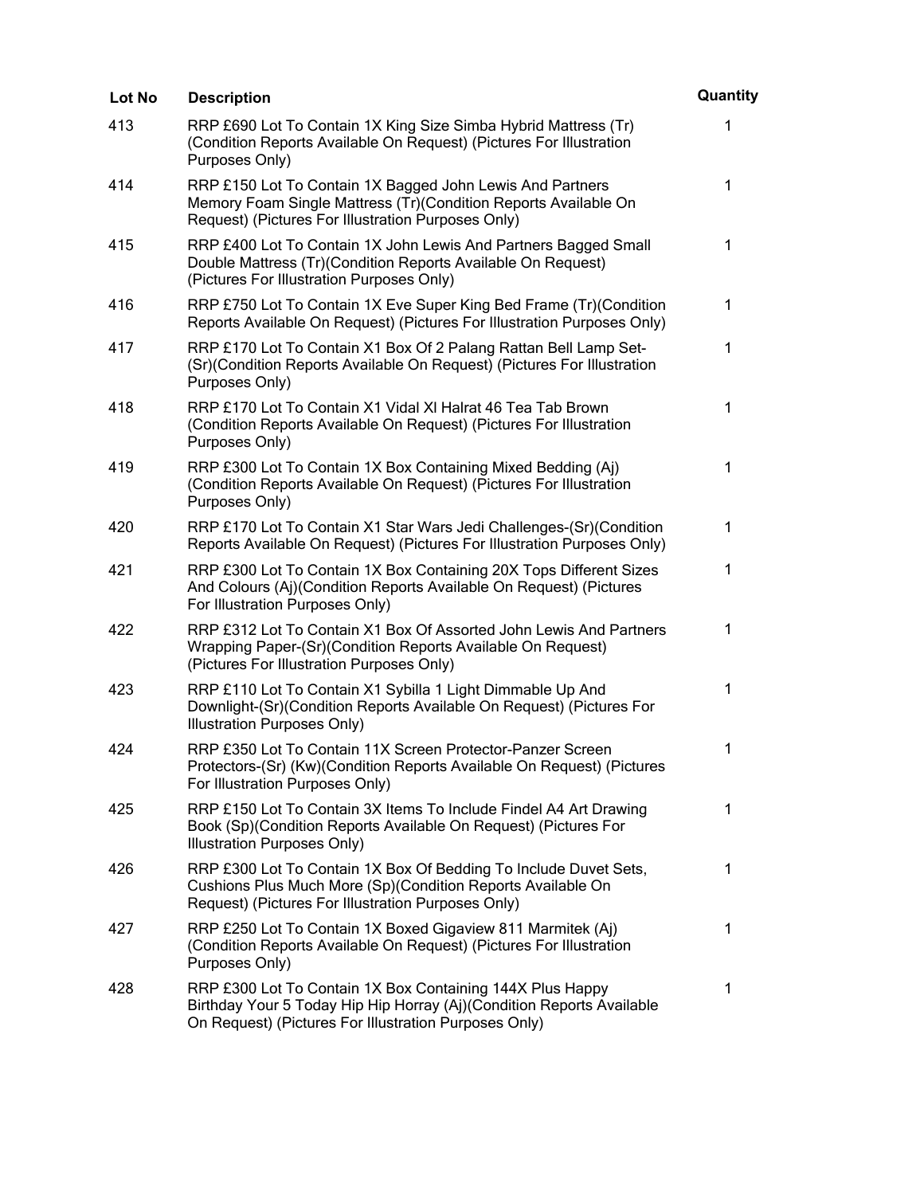| Lot No | Description | Quantity |
| --- | --- | --- |
| 413 | RRP £690 Lot To Contain 1X King Size Simba Hybrid Mattress (Tr) (Condition Reports Available On Request) (Pictures For Illustration Purposes Only) | 1 |
| 414 | RRP £150 Lot To Contain 1X Bagged John Lewis And Partners Memory Foam Single Mattress (Tr)(Condition Reports Available On Request) (Pictures For Illustration Purposes Only) | 1 |
| 415 | RRP £400 Lot To Contain 1X John Lewis And Partners Bagged Small Double Mattress (Tr)(Condition Reports Available On Request) (Pictures For Illustration Purposes Only) | 1 |
| 416 | RRP £750 Lot To Contain 1X Eve Super King Bed Frame (Tr)(Condition Reports Available On Request) (Pictures For Illustration Purposes Only) | 1 |
| 417 | RRP £170 Lot To Contain X1 Box Of 2 Palang Rattan Bell Lamp Set-(Sr)(Condition Reports Available On Request) (Pictures For Illustration Purposes Only) | 1 |
| 418 | RRP £170 Lot To Contain X1 Vidal Xl Halrat 46 Tea Tab Brown (Condition Reports Available On Request) (Pictures For Illustration Purposes Only) | 1 |
| 419 | RRP £300 Lot To Contain 1X Box Containing Mixed Bedding (Aj) (Condition Reports Available On Request) (Pictures For Illustration Purposes Only) | 1 |
| 420 | RRP £170 Lot To Contain X1 Star Wars Jedi Challenges-(Sr)(Condition Reports Available On Request) (Pictures For Illustration Purposes Only) | 1 |
| 421 | RRP £300 Lot To Contain 1X Box Containing 20X Tops Different Sizes And Colours (Aj)(Condition Reports Available On Request) (Pictures For Illustration Purposes Only) | 1 |
| 422 | RRP £312 Lot To Contain X1 Box Of Assorted John Lewis And Partners Wrapping Paper-(Sr)(Condition Reports Available On Request) (Pictures For Illustration Purposes Only) | 1 |
| 423 | RRP £110 Lot To Contain X1 Sybilla 1 Light Dimmable Up And Downlight-(Sr)(Condition Reports Available On Request) (Pictures For Illustration Purposes Only) | 1 |
| 424 | RRP £350 Lot To Contain 11X Screen Protector-Panzer Screen Protectors-(Sr) (Kw)(Condition Reports Available On Request) (Pictures For Illustration Purposes Only) | 1 |
| 425 | RRP £150 Lot To Contain 3X Items To Include Findel A4 Art Drawing Book (Sp)(Condition Reports Available On Request) (Pictures For Illustration Purposes Only) | 1 |
| 426 | RRP £300 Lot To Contain 1X Box Of Bedding To Include Duvet Sets, Cushions Plus Much More (Sp)(Condition Reports Available On Request) (Pictures For Illustration Purposes Only) | 1 |
| 427 | RRP £250 Lot To Contain 1X Boxed Gigaview 811 Marmitek (Aj) (Condition Reports Available On Request) (Pictures For Illustration Purposes Only) | 1 |
| 428 | RRP £300 Lot To Contain 1X Box Containing 144X Plus Happy Birthday Your 5 Today Hip Hip Horray (Aj)(Condition Reports Available On Request) (Pictures For Illustration Purposes Only) | 1 |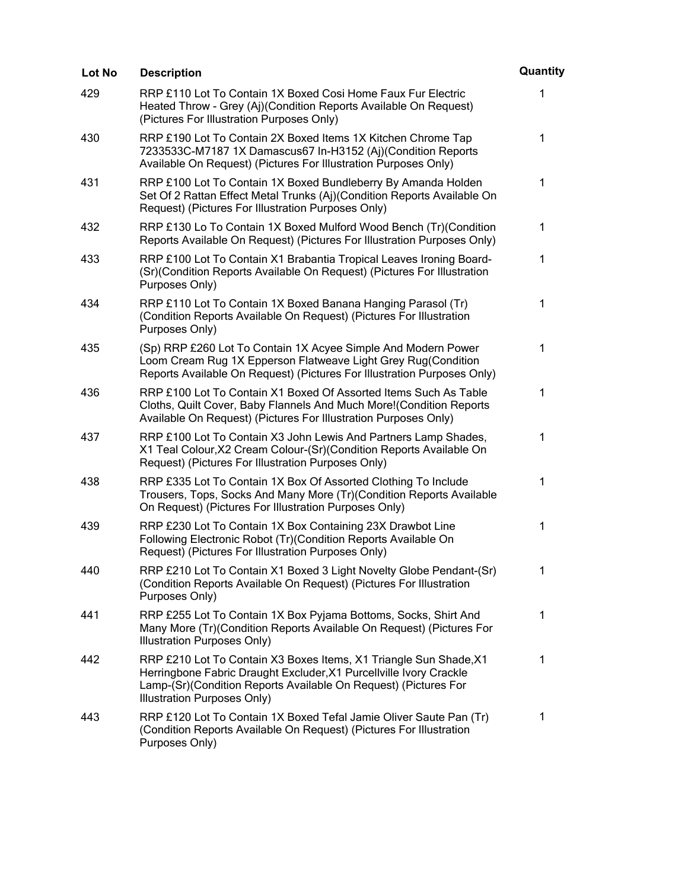| Lot No | Description | Quantity |
| --- | --- | --- |
| 429 | RRP £110 Lot To Contain 1X Boxed Cosi Home Faux Fur Electric Heated Throw - Grey (Aj)(Condition Reports Available On Request) (Pictures For Illustration Purposes Only) | 1 |
| 430 | RRP £190 Lot To Contain 2X Boxed Items 1X Kitchen Chrome Tap 7233533C-M7187 1X Damascus67 In-H3152 (Aj)(Condition Reports Available On Request) (Pictures For Illustration Purposes Only) | 1 |
| 431 | RRP £100 Lot To Contain 1X Boxed Bundleberry By Amanda Holden Set Of 2 Rattan Effect Metal Trunks (Aj)(Condition Reports Available On Request) (Pictures For Illustration Purposes Only) | 1 |
| 432 | RRP £130 Lo To Contain 1X Boxed Mulford Wood Bench (Tr)(Condition Reports Available On Request) (Pictures For Illustration Purposes Only) | 1 |
| 433 | RRP £100 Lot To Contain X1 Brabantia Tropical Leaves Ironing Board-(Sr)(Condition Reports Available On Request) (Pictures For Illustration Purposes Only) | 1 |
| 434 | RRP £110 Lot To Contain 1X Boxed Banana Hanging Parasol (Tr) (Condition Reports Available On Request) (Pictures For Illustration Purposes Only) | 1 |
| 435 | (Sp) RRP £260 Lot To Contain 1X Acyee Simple And Modern Power Loom Cream Rug 1X Epperson Flatweave Light Grey Rug(Condition Reports Available On Request) (Pictures For Illustration Purposes Only) | 1 |
| 436 | RRP £100 Lot To Contain X1 Boxed Of Assorted Items Such As Table Cloths, Quilt Cover, Baby Flannels And Much More!(Condition Reports Available On Request) (Pictures For Illustration Purposes Only) | 1 |
| 437 | RRP £100 Lot To Contain X3 John Lewis And Partners Lamp Shades, X1 Teal Colour,X2 Cream Colour-(Sr)(Condition Reports Available On Request) (Pictures For Illustration Purposes Only) | 1 |
| 438 | RRP £335 Lot To Contain 1X Box Of Assorted Clothing To Include Trousers, Tops, Socks And Many More (Tr)(Condition Reports Available On Request) (Pictures For Illustration Purposes Only) | 1 |
| 439 | RRP £230 Lot To Contain 1X Box Containing 23X Drawbot Line Following Electronic Robot (Tr)(Condition Reports Available On Request) (Pictures For Illustration Purposes Only) | 1 |
| 440 | RRP £210 Lot To Contain X1 Boxed 3 Light Novelty Globe Pendant-(Sr) (Condition Reports Available On Request) (Pictures For Illustration Purposes Only) | 1 |
| 441 | RRP £255 Lot To Contain 1X Box Pyjama Bottoms, Socks, Shirt And Many More (Tr)(Condition Reports Available On Request) (Pictures For Illustration Purposes Only) | 1 |
| 442 | RRP £210 Lot To Contain X3 Boxes Items, X1 Triangle Sun Shade,X1 Herringbone Fabric Draught Excluder,X1 Purcellville Ivory Crackle Lamp-(Sr)(Condition Reports Available On Request) (Pictures For Illustration Purposes Only) | 1 |
| 443 | RRP £120 Lot To Contain 1X Boxed Tefal Jamie Oliver Saute Pan (Tr) (Condition Reports Available On Request) (Pictures For Illustration Purposes Only) | 1 |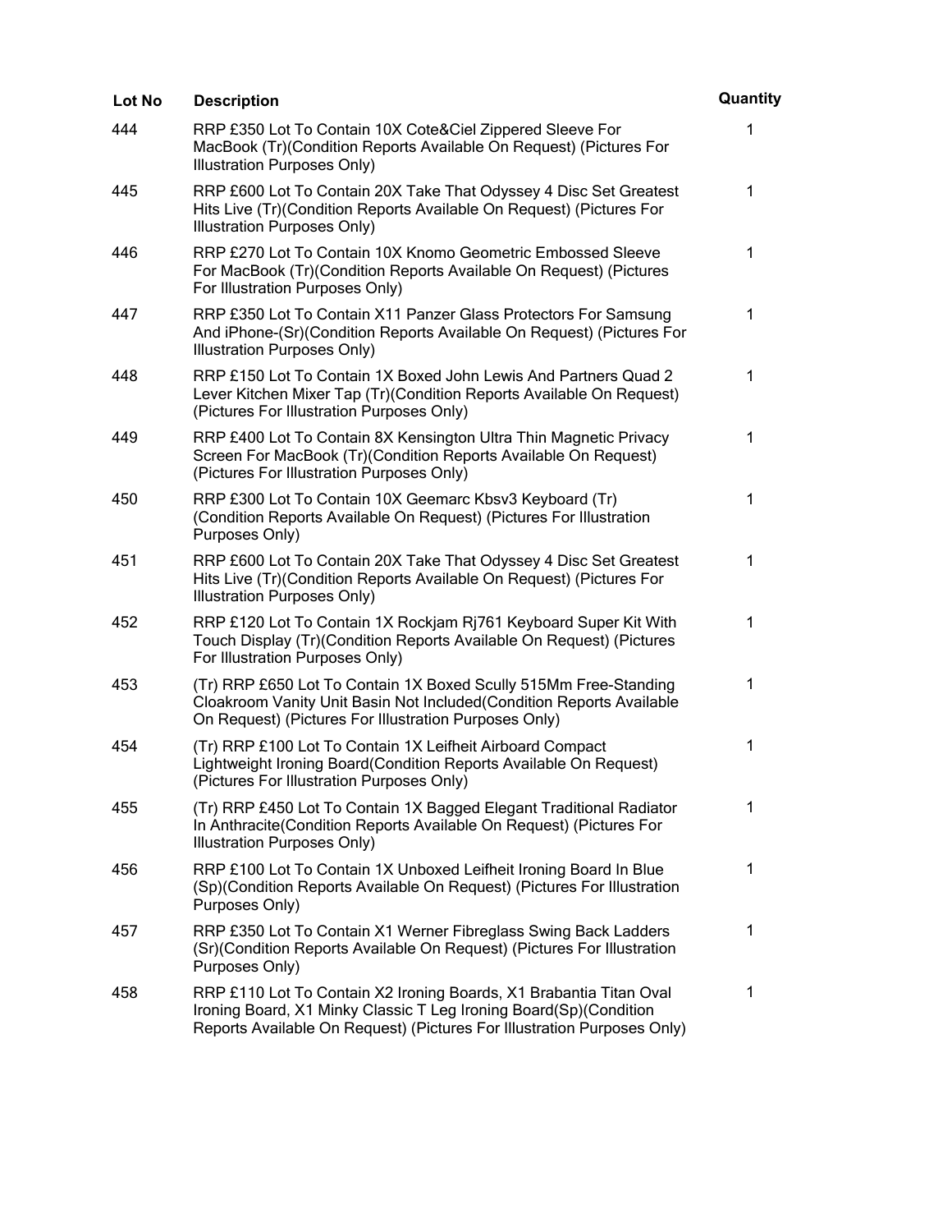| Lot No | Description | Quantity |
| --- | --- | --- |
| 444 | RRP £350 Lot To Contain 10X Cote&Ciel Zippered Sleeve For MacBook (Tr)(Condition Reports Available On Request) (Pictures For Illustration Purposes Only) | 1 |
| 445 | RRP £600 Lot To Contain 20X Take That Odyssey 4 Disc Set Greatest Hits Live (Tr)(Condition Reports Available On Request) (Pictures For Illustration Purposes Only) | 1 |
| 446 | RRP £270 Lot To Contain 10X Knomo Geometric Embossed Sleeve For MacBook (Tr)(Condition Reports Available On Request) (Pictures For Illustration Purposes Only) | 1 |
| 447 | RRP £350 Lot To Contain X11 Panzer Glass Protectors For Samsung And iPhone-(Sr)(Condition Reports Available On Request) (Pictures For Illustration Purposes Only) | 1 |
| 448 | RRP £150 Lot To Contain 1X Boxed John Lewis And Partners Quad 2 Lever Kitchen Mixer Tap (Tr)(Condition Reports Available On Request) (Pictures For Illustration Purposes Only) | 1 |
| 449 | RRP £400 Lot To Contain 8X Kensington Ultra Thin Magnetic Privacy Screen For MacBook (Tr)(Condition Reports Available On Request) (Pictures For Illustration Purposes Only) | 1 |
| 450 | RRP £300 Lot To Contain 10X Geemarc Kbsv3 Keyboard (Tr) (Condition Reports Available On Request) (Pictures For Illustration Purposes Only) | 1 |
| 451 | RRP £600 Lot To Contain 20X Take That Odyssey 4 Disc Set Greatest Hits Live (Tr)(Condition Reports Available On Request) (Pictures For Illustration Purposes Only) | 1 |
| 452 | RRP £120 Lot To Contain 1X Rockjam Rj761 Keyboard Super Kit With Touch Display (Tr)(Condition Reports Available On Request) (Pictures For Illustration Purposes Only) | 1 |
| 453 | (Tr) RRP £650 Lot To Contain 1X Boxed Scully 515Mm Free-Standing Cloakroom Vanity Unit Basin Not Included(Condition Reports Available On Request) (Pictures For Illustration Purposes Only) | 1 |
| 454 | (Tr) RRP £100 Lot To Contain 1X Leifheit Airboard Compact Lightweight Ironing Board(Condition Reports Available On Request) (Pictures For Illustration Purposes Only) | 1 |
| 455 | (Tr) RRP £450 Lot To Contain 1X Bagged Elegant Traditional Radiator In Anthracite(Condition Reports Available On Request) (Pictures For Illustration Purposes Only) | 1 |
| 456 | RRP £100 Lot To Contain 1X Unboxed Leifheit Ironing Board In Blue (Sp)(Condition Reports Available On Request) (Pictures For Illustration Purposes Only) | 1 |
| 457 | RRP £350 Lot To Contain X1 Werner Fibreglass Swing Back Ladders (Sr)(Condition Reports Available On Request) (Pictures For Illustration Purposes Only) | 1 |
| 458 | RRP £110 Lot To Contain X2 Ironing Boards, X1 Brabantia Titan Oval Ironing Board, X1 Minky Classic T Leg Ironing Board(Sp)(Condition Reports Available On Request) (Pictures For Illustration Purposes Only) | 1 |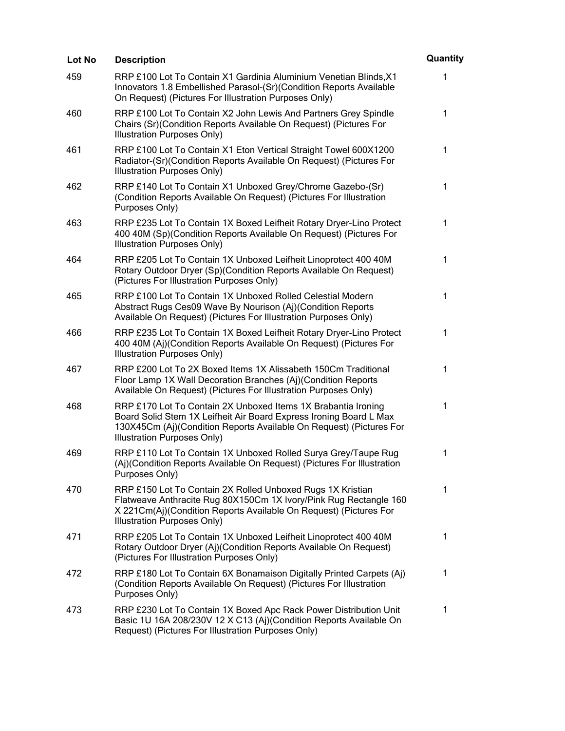| Lot No | Description | Quantity |
|---|---|---|
| 459 | RRP £100 Lot To Contain X1 Gardinia Aluminium Venetian Blinds,X1 Innovators 1.8 Embellished Parasol-(Sr)(Condition Reports Available On Request) (Pictures For Illustration Purposes Only) | 1 |
| 460 | RRP £100 Lot To Contain X2 John Lewis And Partners Grey Spindle Chairs (Sr)(Condition Reports Available On Request) (Pictures For Illustration Purposes Only) | 1 |
| 461 | RRP £100 Lot To Contain X1 Eton Vertical Straight Towel 600X1200 Radiator-(Sr)(Condition Reports Available On Request) (Pictures For Illustration Purposes Only) | 1 |
| 462 | RRP £140 Lot To Contain X1 Unboxed Grey/Chrome Gazebo-(Sr)(Condition Reports Available On Request) (Pictures For Illustration Purposes Only) | 1 |
| 463 | RRP £235 Lot To Contain 1X Boxed Leifheit Rotary Dryer-Lino Protect 400 40M (Sp)(Condition Reports Available On Request) (Pictures For Illustration Purposes Only) | 1 |
| 464 | RRP £205 Lot To Contain 1X Unboxed Leifheit Linoprotect 400 40M Rotary Outdoor Dryer (Sp)(Condition Reports Available On Request) (Pictures For Illustration Purposes Only) | 1 |
| 465 | RRP £100 Lot To Contain 1X Unboxed Rolled Celestial Modern Abstract Rugs Ces09 Wave By Nourison (Aj)(Condition Reports Available On Request) (Pictures For Illustration Purposes Only) | 1 |
| 466 | RRP £235 Lot To Contain 1X Boxed Leifheit Rotary Dryer-Lino Protect 400 40M (Aj)(Condition Reports Available On Request) (Pictures For Illustration Purposes Only) | 1 |
| 467 | RRP £200 Lot To 2X Boxed Items 1X Alissabeth 150Cm Traditional Floor Lamp 1X Wall Decoration Branches (Aj)(Condition Reports Available On Request) (Pictures For Illustration Purposes Only) | 1 |
| 468 | RRP £170 Lot To Contain 2X Unboxed Items 1X Brabantia Ironing Board Solid Stem 1X Leifheit Air Board Express Ironing Board L Max 130X45Cm (Aj)(Condition Reports Available On Request) (Pictures For Illustration Purposes Only) | 1 |
| 469 | RRP £110 Lot To Contain 1X Unboxed Rolled Surya Grey/Taupe Rug (Aj)(Condition Reports Available On Request) (Pictures For Illustration Purposes Only) | 1 |
| 470 | RRP £150 Lot To Contain 2X Rolled Unboxed Rugs 1X Kristian Flatweave Anthracite Rug 80X150Cm 1X Ivory/Pink Rug Rectangle 160 X 221Cm(Aj)(Condition Reports Available On Request) (Pictures For Illustration Purposes Only) | 1 |
| 471 | RRP £205 Lot To Contain 1X Unboxed Leifheit Linoprotect 400 40M Rotary Outdoor Dryer (Aj)(Condition Reports Available On Request) (Pictures For Illustration Purposes Only) | 1 |
| 472 | RRP £180 Lot To Contain 6X Bonamaison Digitally Printed Carpets (Aj)(Condition Reports Available On Request) (Pictures For Illustration Purposes Only) | 1 |
| 473 | RRP £230 Lot To Contain 1X Boxed Apc Rack Power Distribution Unit Basic 1U 16A 208/230V 12 X C13 (Aj)(Condition Reports Available On Request) (Pictures For Illustration Purposes Only) | 1 |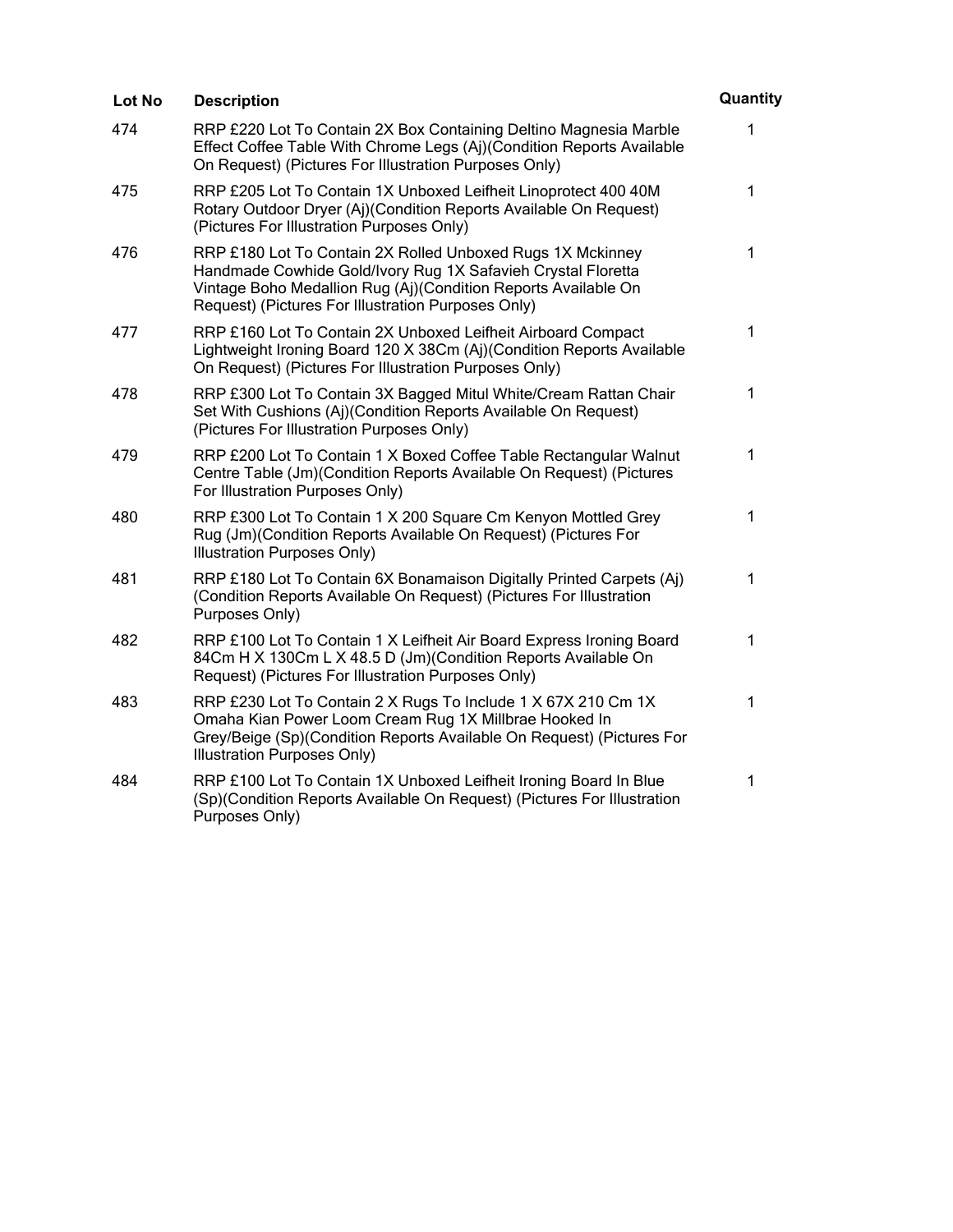| Lot No | Description | Quantity |
| --- | --- | --- |
| 474 | RRP £220 Lot To Contain 2X Box Containing Deltino Magnesia Marble Effect Coffee Table With Chrome Legs (Aj)(Condition Reports Available On Request) (Pictures For Illustration Purposes Only) | 1 |
| 475 | RRP £205 Lot To Contain 1X Unboxed Leifheit Linoprotect 400 40M Rotary Outdoor Dryer (Aj)(Condition Reports Available On Request) (Pictures For Illustration Purposes Only) | 1 |
| 476 | RRP £180 Lot To Contain 2X Rolled Unboxed Rugs 1X Mckinney Handmade Cowhide Gold/Ivory Rug 1X Safavieh Crystal Floretta Vintage Boho Medallion Rug (Aj)(Condition Reports Available On Request) (Pictures For Illustration Purposes Only) | 1 |
| 477 | RRP £160 Lot To Contain 2X Unboxed Leifheit Airboard Compact Lightweight Ironing Board 120 X 38Cm (Aj)(Condition Reports Available On Request) (Pictures For Illustration Purposes Only) | 1 |
| 478 | RRP £300 Lot To Contain 3X Bagged Mitul White/Cream Rattan Chair Set With Cushions (Aj)(Condition Reports Available On Request) (Pictures For Illustration Purposes Only) | 1 |
| 479 | RRP £200 Lot To Contain 1 X Boxed Coffee Table Rectangular Walnut Centre Table (Jm)(Condition Reports Available On Request) (Pictures For Illustration Purposes Only) | 1 |
| 480 | RRP £300 Lot To Contain 1 X 200 Square Cm Kenyon Mottled Grey Rug (Jm)(Condition Reports Available On Request) (Pictures For Illustration Purposes Only) | 1 |
| 481 | RRP £180 Lot To Contain 6X Bonamaison Digitally Printed Carpets (Aj)(Condition Reports Available On Request) (Pictures For Illustration Purposes Only) | 1 |
| 482 | RRP £100 Lot To Contain 1 X Leifheit Air Board Express Ironing Board 84Cm H X 130Cm L X 48.5 D (Jm)(Condition Reports Available On Request) (Pictures For Illustration Purposes Only) | 1 |
| 483 | RRP £230 Lot To Contain 2 X Rugs To Include 1 X 67X 210 Cm 1X Omaha Kian Power Loom Cream Rug 1X Millbrae Hooked In Grey/Beige (Sp)(Condition Reports Available On Request) (Pictures For Illustration Purposes Only) | 1 |
| 484 | RRP £100 Lot To Contain 1X Unboxed Leifheit Ironing Board In Blue (Sp)(Condition Reports Available On Request) (Pictures For Illustration Purposes Only) | 1 |